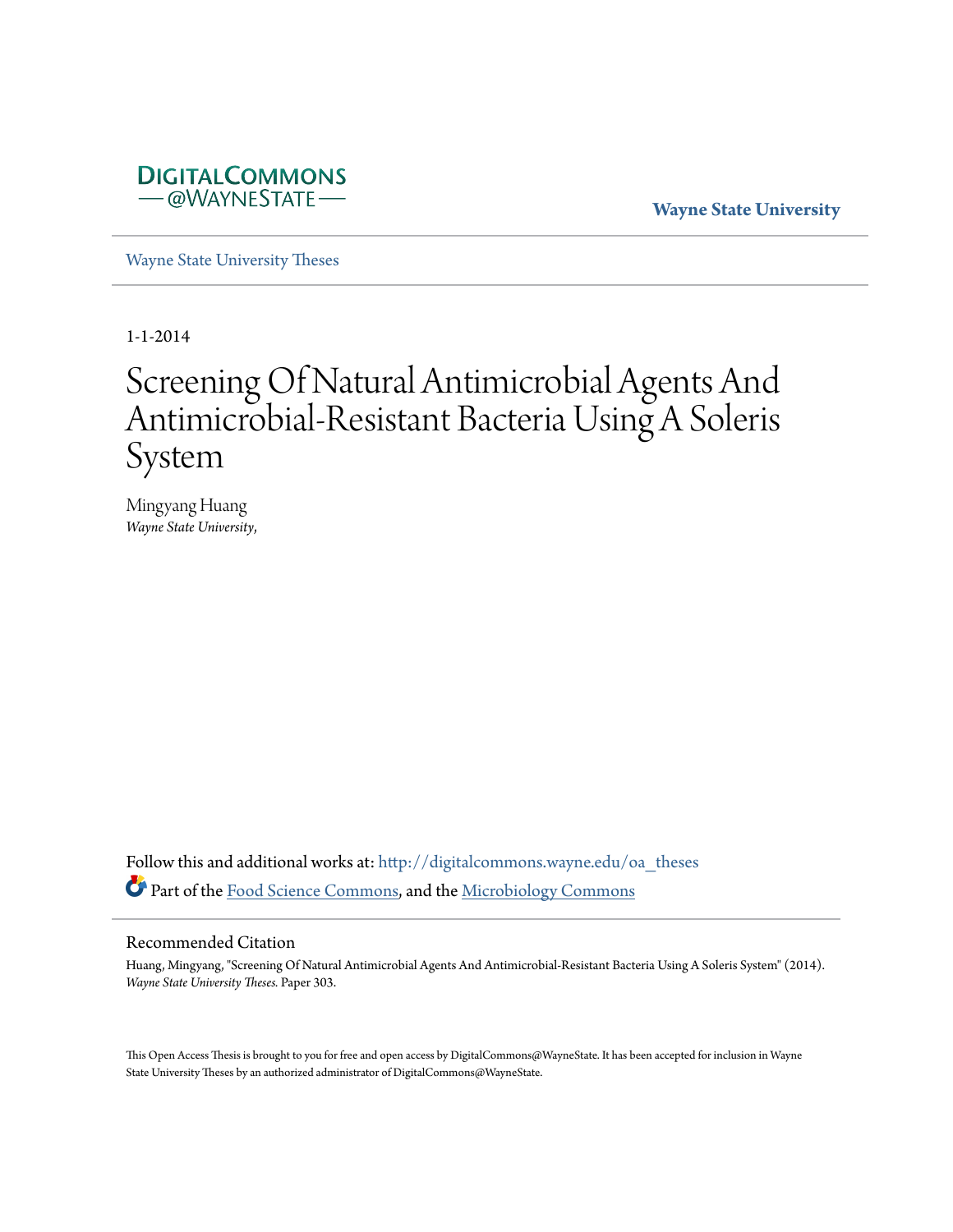DIGITALCOMMONS
@WAYNESTATE

**Wayne State University**

Wayne State University Theses

1-1-2014

# Screening Of Natural Antimicrobial Agents And Antimicrobial-Resistant Bacteria Using A Soleris System

Mingyang Huang
*Wayne State University,*

Follow this and additional works at: http://digitalcommons.wayne.edu/oa_theses

Part of the Food Science Commons, and the Microbiology Commons

## Recommended Citation

Huang, Mingyang, "Screening Of Natural Antimicrobial Agents And Antimicrobial-Resistant Bacteria Using A Soleris System" (2014). *Wayne State University Theses.* Paper 303.

This Open Access Thesis is brought to you for free and open access by DigitalCommons@WayneState. It has been accepted for inclusion in Wayne State University Theses by an authorized administrator of DigitalCommons@WayneState.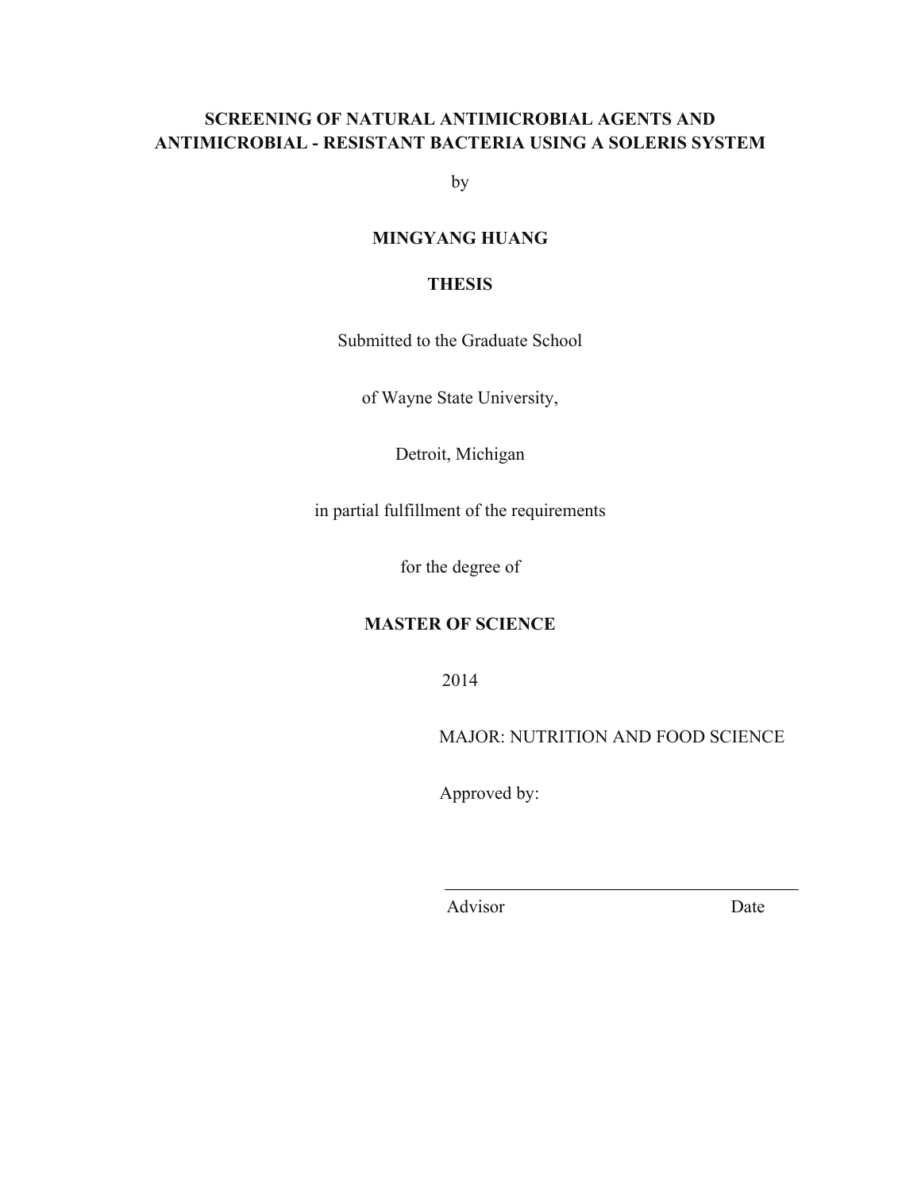# SCREENING OF NATURAL ANTIMICROBIAL AGENTS AND ANTIMICROBIAL - RESISTANT BACTERIA USING A SOLERIS SYSTEM

by

**MINGYANG HUANG**

**THESIS**

Submitted to the Graduate School

of Wayne State University,

Detroit, Michigan

in partial fulfillment of the requirements

for the degree of

**MASTER OF SCIENCE**

2014

MAJOR: NUTRITION AND FOOD SCIENCE

Approved by:

\_\_\_\_\_\_\_\_\_\_\_\_\_\_\_\_\_\_\_\_\_\_\_\_\_\_\_\_\_\_\_\_\_\_\_\_\_\_\_\_

Advisor Date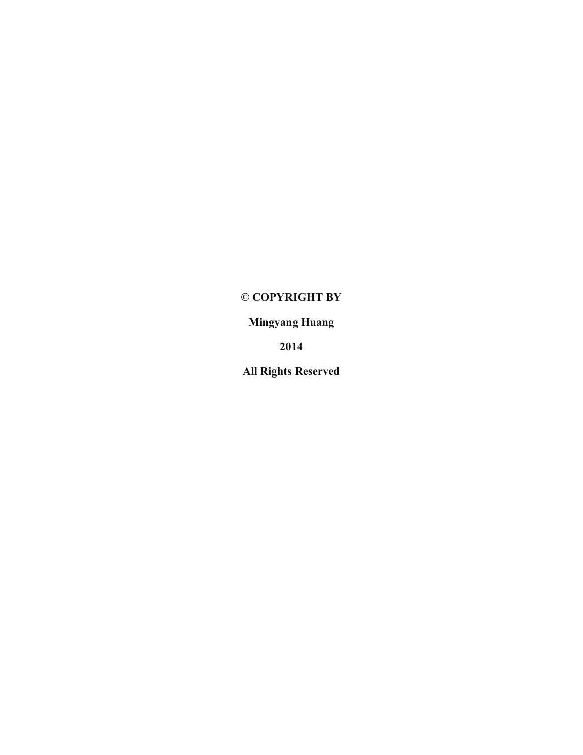**© COPYRIGHT BY**

**Mingyang Huang**

**2014**

**All Rights Reserved**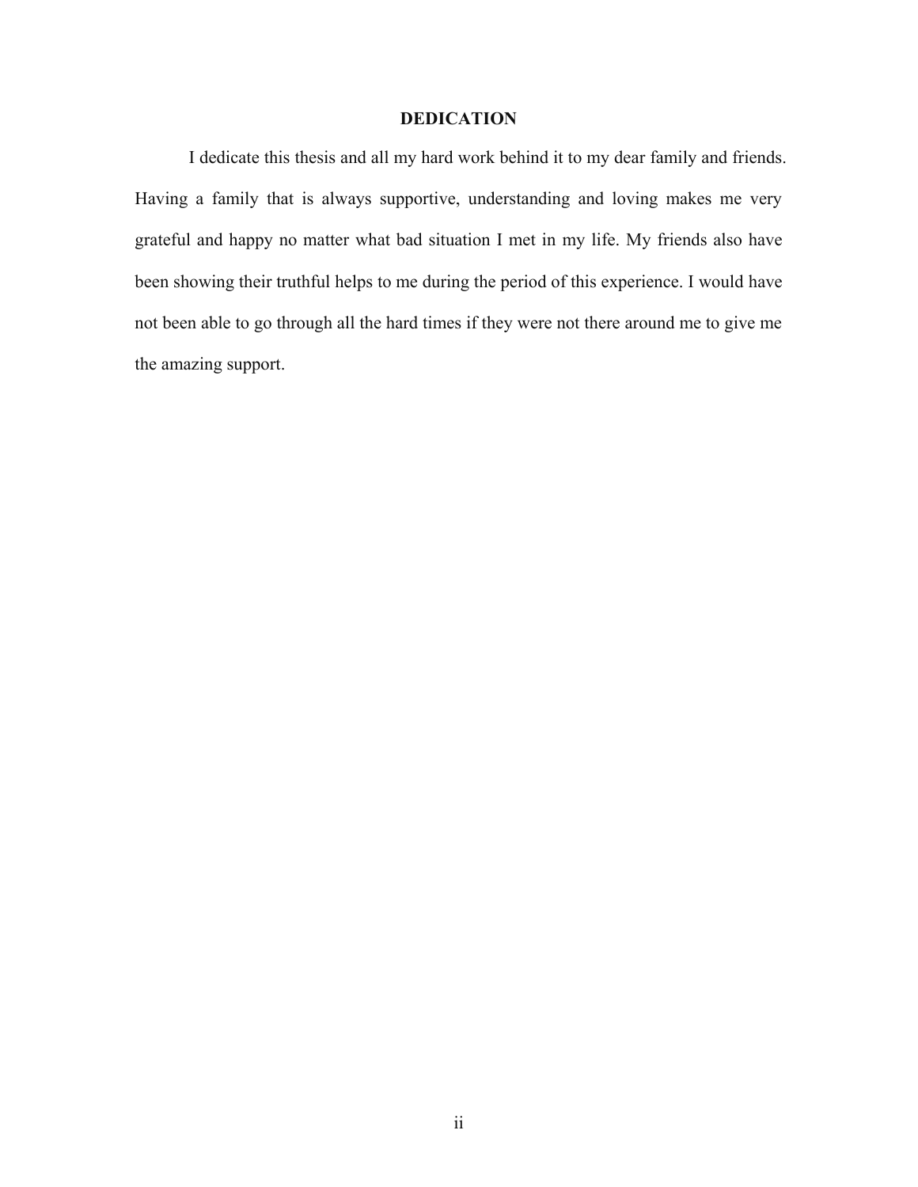# DEDICATION

I dedicate this thesis and all my hard work behind it to my dear family and friends. Having a family that is always supportive, understanding and loving makes me very grateful and happy no matter what bad situation I met in my life. My friends also have been showing their truthful helps to me during the period of this experience. I would have not been able to go through all the hard times if they were not there around me to give me the amazing support.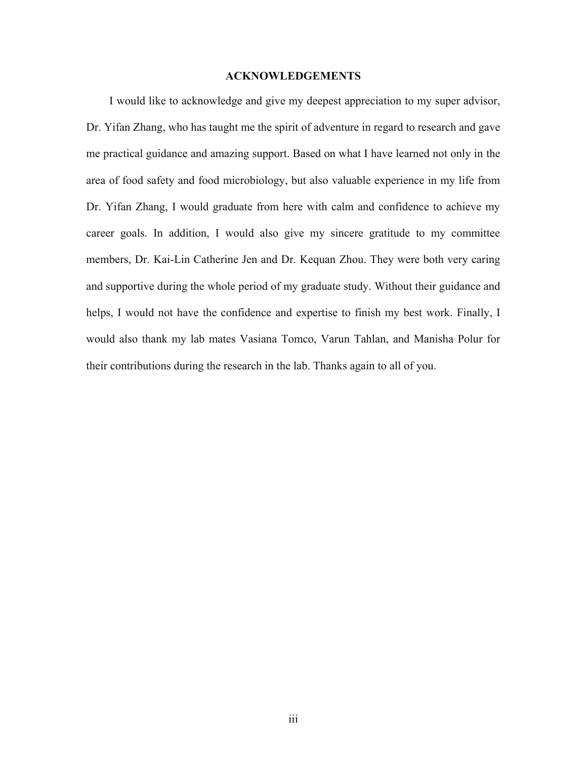# ACKNOWLEDGEMENTS

I would like to acknowledge and give my deepest appreciation to my super advisor, Dr. Yifan Zhang, who has taught me the spirit of adventure in regard to research and gave me practical guidance and amazing support. Based on what I have learned not only in the area of food safety and food microbiology, but also valuable experience in my life from Dr. Yifan Zhang, I would graduate from here with calm and confidence to achieve my career goals. In addition, I would also give my sincere gratitude to my committee members, Dr. Kai-Lin Catherine Jen and Dr. Kequan Zhou. They were both very caring and supportive during the whole period of my graduate study. Without their guidance and helps, I would not have the confidence and expertise to finish my best work. Finally, I would also thank my lab mates Vasiana Tomco, Varun Tahlan, and Manisha Polur for their contributions during the research in the lab. Thanks again to all of you.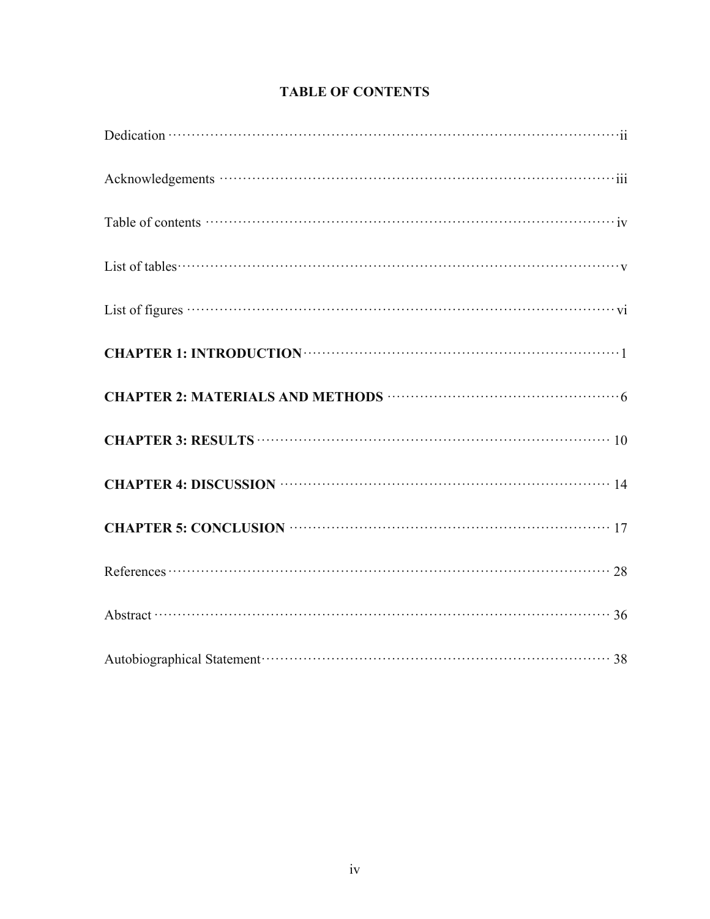# TABLE OF CONTENTS

Dedication ii

Acknowledgements iii

Table of contents iv

List of tables v

List of figures vi

**CHAPTER 1: INTRODUCTION** 1

**CHAPTER 2: MATERIALS AND METHODS** 6

**CHAPTER 3: RESULTS** 10

**CHAPTER 4: DISCUSSION** 14

**CHAPTER 5: CONCLUSION** 17

References 28

Abstract 36

Autobiographical Statement 38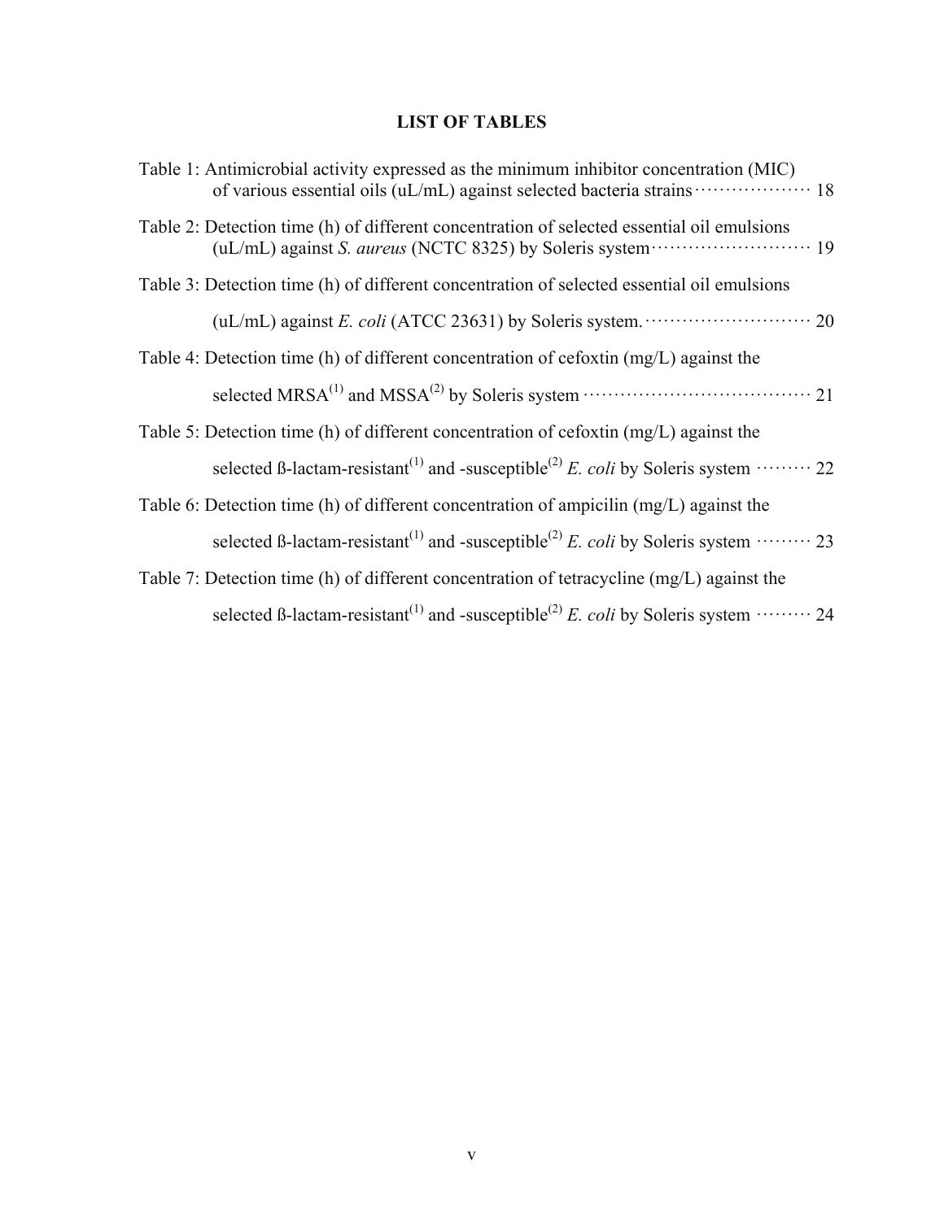# LIST OF TABLES

Table 1: Antimicrobial activity expressed as the minimum inhibitor concentration (MIC) of various essential oils (uL/mL) against selected bacteria strains ……………… 18

Table 2: Detection time (h) of different concentration of selected essential oil emulsions (uL/mL) against *S. aureus* (NCTC 8325) by Soleris system ……………………… 19

Table 3: Detection time (h) of different concentration of selected essential oil emulsions (uL/mL) against *E. coli* (ATCC 23631) by Soleris system. ……………………… 20

Table 4: Detection time (h) of different concentration of cefoxtin (mg/L) against the selected MRSA[(1)] and MSSA[(2)] by Soleris system ……………………………… 21

Table 5: Detection time (h) of different concentration of cefoxtin (mg/L) against the selected ß-lactam-resistant[(1)] and -susceptible[(2)] *E. coli* by Soleris system ……… 22

Table 6: Detection time (h) of different concentration of ampicilin (mg/L) against the selected ß-lactam-resistant[(1)] and -susceptible[(2)] *E. coli* by Soleris system ……… 23

Table 7: Detection time (h) of different concentration of tetracycline (mg/L) against the selected ß-lactam-resistant[(1)] and -susceptible[(2)] *E. coli* by Soleris system ……… 24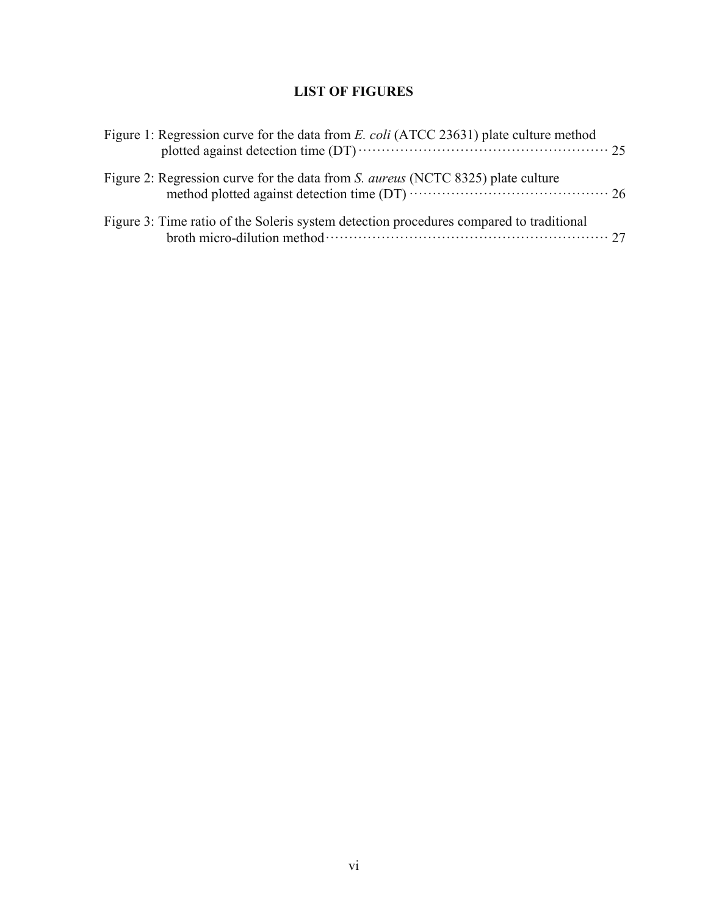# LIST OF FIGURES

Figure 1: Regression curve for the data from *E. coli* (ATCC 23631) plate culture method plotted against detection time (DT) ······ 25

Figure 2: Regression curve for the data from *S. aureus* (NCTC 8325) plate culture method plotted against detection time (DT) ······ 26

Figure 3: Time ratio of the Soleris system detection procedures compared to traditional broth micro-dilution method ······ 27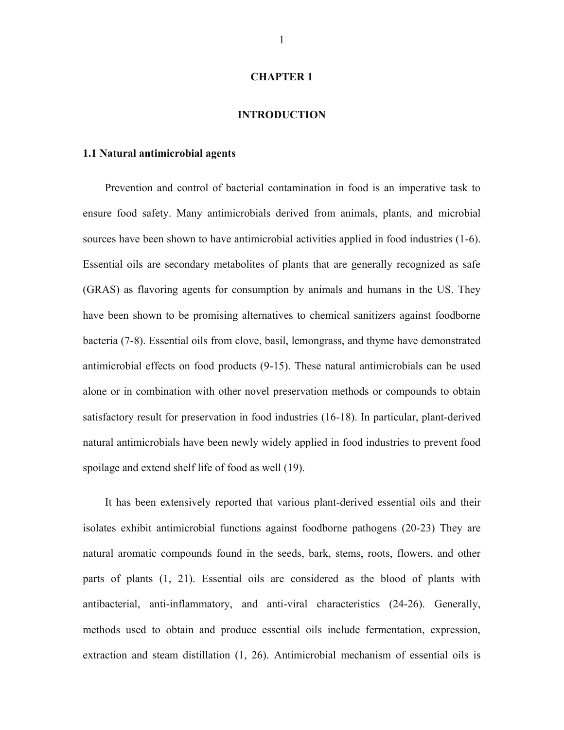# CHAPTER 1

# INTRODUCTION

## 1.1 Natural antimicrobial agents

Prevention and control of bacterial contamination in food is an imperative task to ensure food safety. Many antimicrobials derived from animals, plants, and microbial sources have been shown to have antimicrobial activities applied in food industries (1-6). Essential oils are secondary metabolites of plants that are generally recognized as safe (GRAS) as flavoring agents for consumption by animals and humans in the US. They have been shown to be promising alternatives to chemical sanitizers against foodborne bacteria (7-8). Essential oils from clove, basil, lemongrass, and thyme have demonstrated antimicrobial effects on food products (9-15). These natural antimicrobials can be used alone or in combination with other novel preservation methods or compounds to obtain satisfactory result for preservation in food industries (16-18). In particular, plant-derived natural antimicrobials have been newly widely applied in food industries to prevent food spoilage and extend shelf life of food as well (19).

It has been extensively reported that various plant-derived essential oils and their isolates exhibit antimicrobial functions against foodborne pathogens (20-23) They are natural aromatic compounds found in the seeds, bark, stems, roots, flowers, and other parts of plants (1, 21). Essential oils are considered as the blood of plants with antibacterial, anti-inflammatory, and anti-viral characteristics (24-26). Generally, methods used to obtain and produce essential oils include fermentation, expression, extraction and steam distillation (1, 26). Antimicrobial mechanism of essential oils is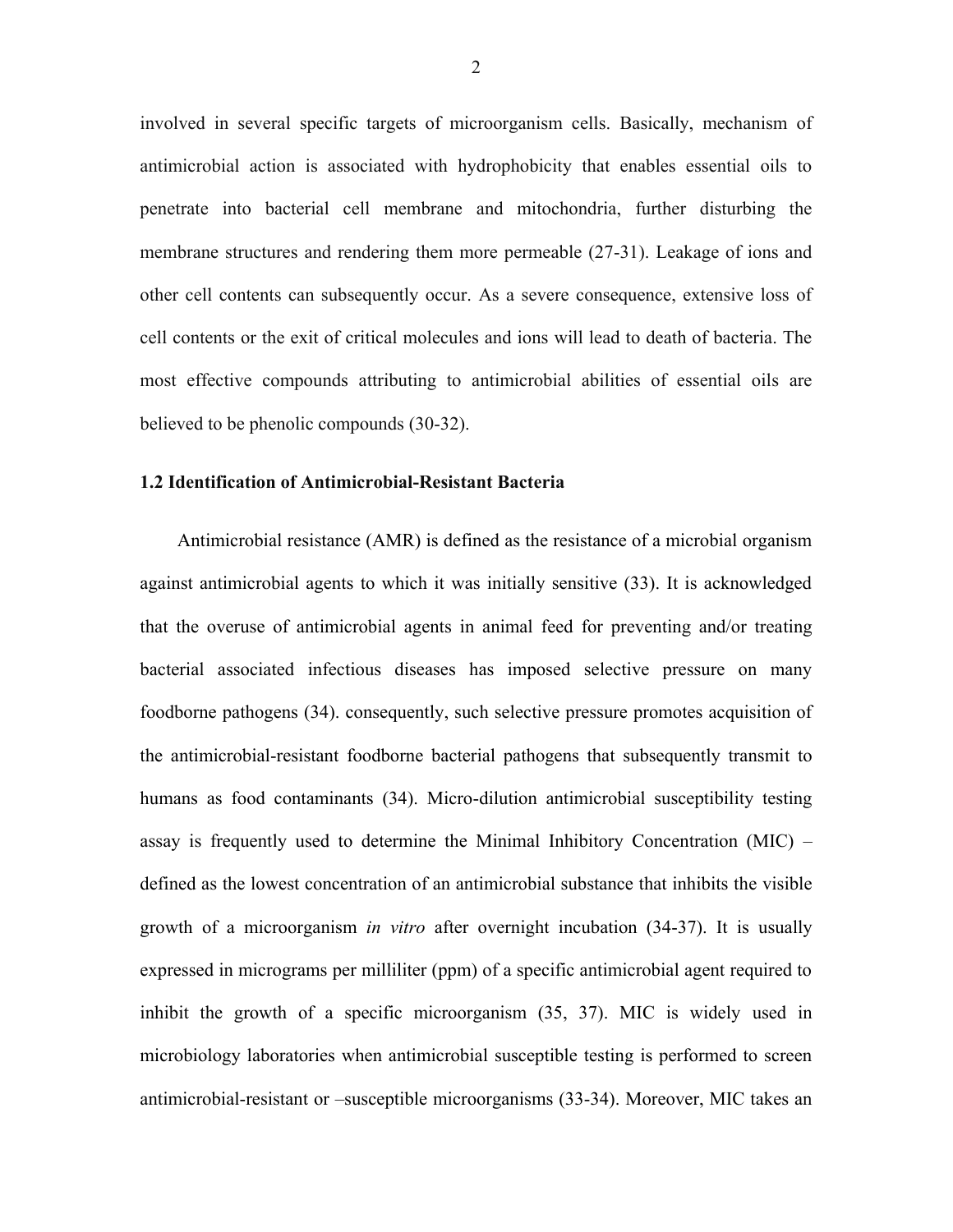involved in several specific targets of microorganism cells. Basically, mechanism of antimicrobial action is associated with hydrophobicity that enables essential oils to penetrate into bacterial cell membrane and mitochondria, further disturbing the membrane structures and rendering them more permeable (27-31). Leakage of ions and other cell contents can subsequently occur. As a severe consequence, extensive loss of cell contents or the exit of critical molecules and ions will lead to death of bacteria. The most effective compounds attributing to antimicrobial abilities of essential oils are believed to be phenolic compounds (30-32).

### 1.2 Identification of Antimicrobial-Resistant Bacteria

Antimicrobial resistance (AMR) is defined as the resistance of a microbial organism against antimicrobial agents to which it was initially sensitive (33). It is acknowledged that the overuse of antimicrobial agents in animal feed for preventing and/or treating bacterial associated infectious diseases has imposed selective pressure on many foodborne pathogens (34). consequently, such selective pressure promotes acquisition of the antimicrobial-resistant foodborne bacterial pathogens that subsequently transmit to humans as food contaminants (34). Micro-dilution antimicrobial susceptibility testing assay is frequently used to determine the Minimal Inhibitory Concentration (MIC) – defined as the lowest concentration of an antimicrobial substance that inhibits the visible growth of a microorganism *in vitro* after overnight incubation (34-37). It is usually expressed in micrograms per milliliter (ppm) of a specific antimicrobial agent required to inhibit the growth of a specific microorganism (35, 37). MIC is widely used in microbiology laboratories when antimicrobial susceptible testing is performed to screen antimicrobial-resistant or –susceptible microorganisms (33-34). Moreover, MIC takes an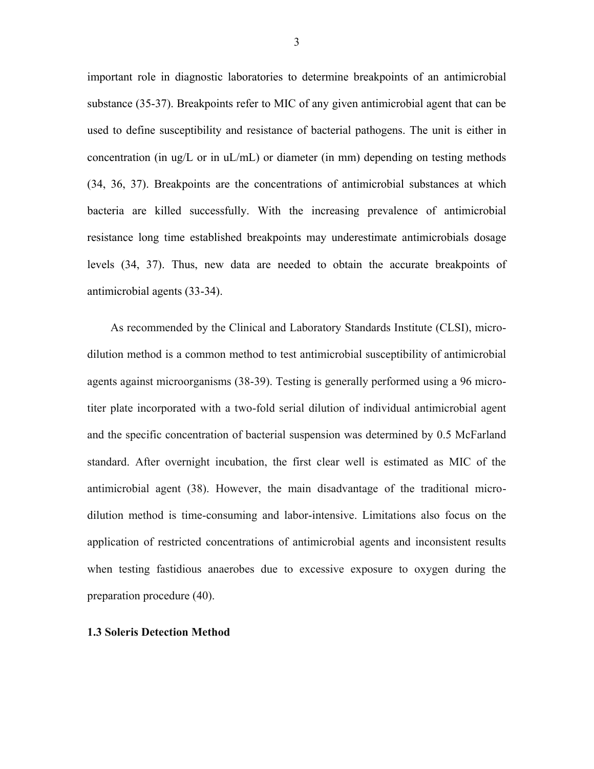important role in diagnostic laboratories to determine breakpoints of an antimicrobial substance (35-37). Breakpoints refer to MIC of any given antimicrobial agent that can be used to define susceptibility and resistance of bacterial pathogens. The unit is either in concentration (in ug/L or in uL/mL) or diameter (in mm) depending on testing methods (34, 36, 37). Breakpoints are the concentrations of antimicrobial substances at which bacteria are killed successfully. With the increasing prevalence of antimicrobial resistance long time established breakpoints may underestimate antimicrobials dosage levels (34, 37). Thus, new data are needed to obtain the accurate breakpoints of antimicrobial agents (33-34).

As recommended by the Clinical and Laboratory Standards Institute (CLSI), micro-dilution method is a common method to test antimicrobial susceptibility of antimicrobial agents against microorganisms (38-39). Testing is generally performed using a 96 micro-titer plate incorporated with a two-fold serial dilution of individual antimicrobial agent and the specific concentration of bacterial suspension was determined by 0.5 McFarland standard. After overnight incubation, the first clear well is estimated as MIC of the antimicrobial agent (38). However, the main disadvantage of the traditional micro-dilution method is time-consuming and labor-intensive. Limitations also focus on the application of restricted concentrations of antimicrobial agents and inconsistent results when testing fastidious anaerobes due to excessive exposure to oxygen during the preparation procedure (40).

### 1.3 Soleris Detection Method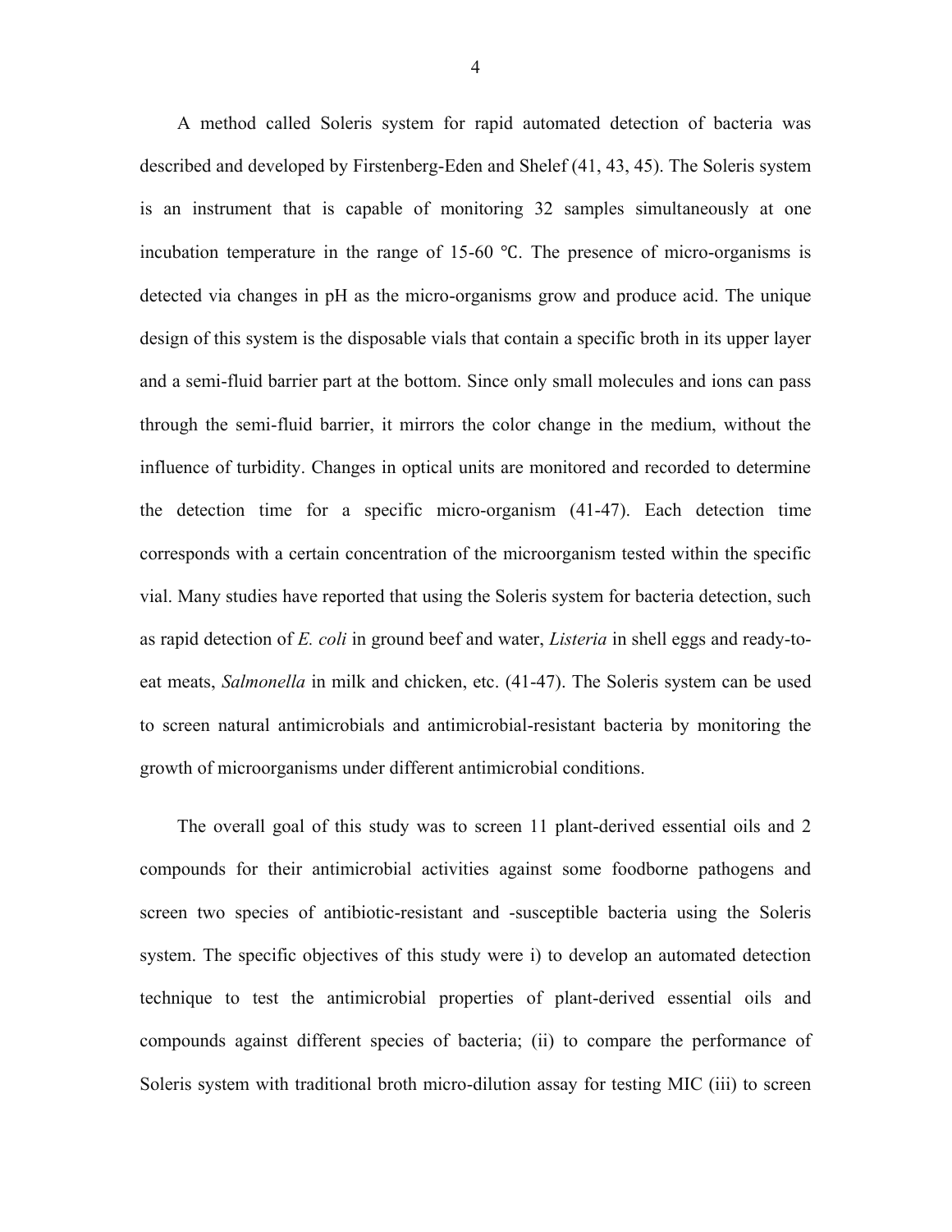A method called Soleris system for rapid automated detection of bacteria was described and developed by Firstenberg-Eden and Shelef (41, 43, 45). The Soleris system is an instrument that is capable of monitoring 32 samples simultaneously at one incubation temperature in the range of 15-60 ℃. The presence of micro-organisms is detected via changes in pH as the micro-organisms grow and produce acid. The unique design of this system is the disposable vials that contain a specific broth in its upper layer and a semi-fluid barrier part at the bottom. Since only small molecules and ions can pass through the semi-fluid barrier, it mirrors the color change in the medium, without the influence of turbidity. Changes in optical units are monitored and recorded to determine the detection time for a specific micro-organism (41-47). Each detection time corresponds with a certain concentration of the microorganism tested within the specific vial. Many studies have reported that using the Soleris system for bacteria detection, such as rapid detection of *E. coli* in ground beef and water, *Listeria* in shell eggs and ready-to-eat meats, *Salmonella* in milk and chicken, etc. (41-47). The Soleris system can be used to screen natural antimicrobials and antimicrobial-resistant bacteria by monitoring the growth of microorganisms under different antimicrobial conditions.

The overall goal of this study was to screen 11 plant-derived essential oils and 2 compounds for their antimicrobial activities against some foodborne pathogens and screen two species of antibiotic-resistant and -susceptible bacteria using the Soleris system. The specific objectives of this study were i) to develop an automated detection technique to test the antimicrobial properties of plant-derived essential oils and compounds against different species of bacteria; (ii) to compare the performance of Soleris system with traditional broth micro-dilution assay for testing MIC (iii) to screen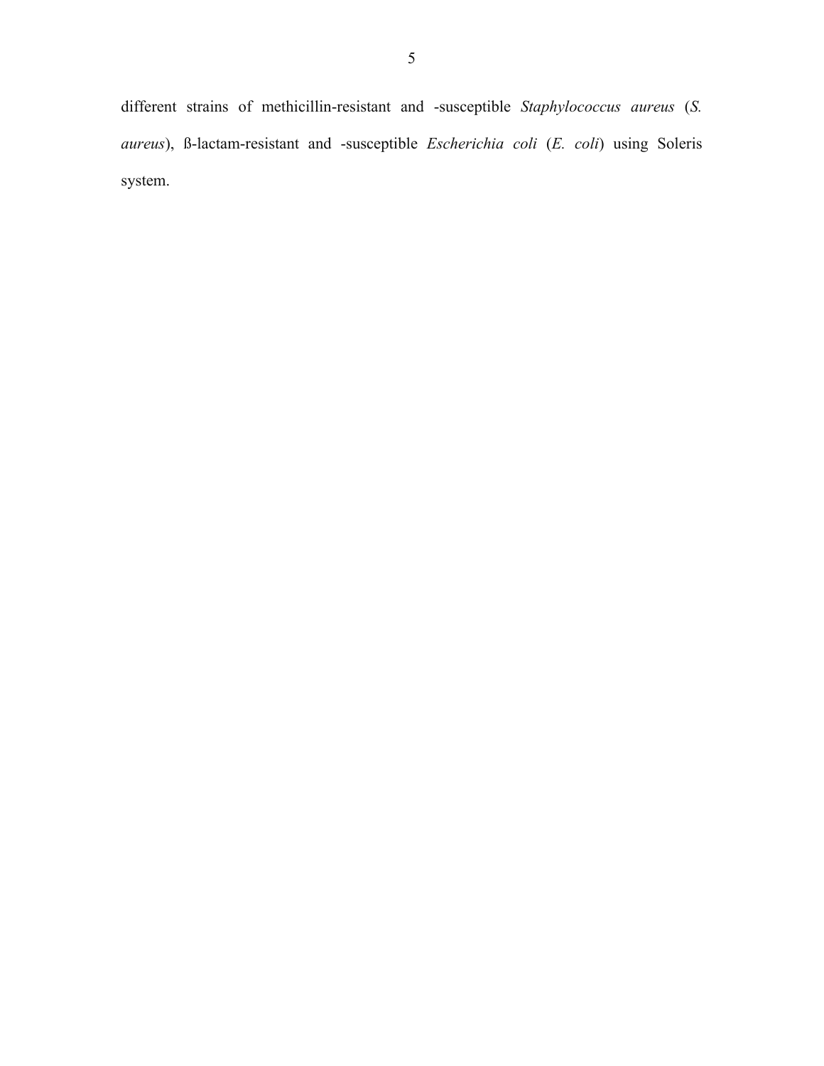different strains of methicillin-resistant and -susceptible *Staphylococcus aureus* (*S. aureus*), ß-lactam-resistant and -susceptible *Escherichia coli* (*E. coli*) using Soleris system.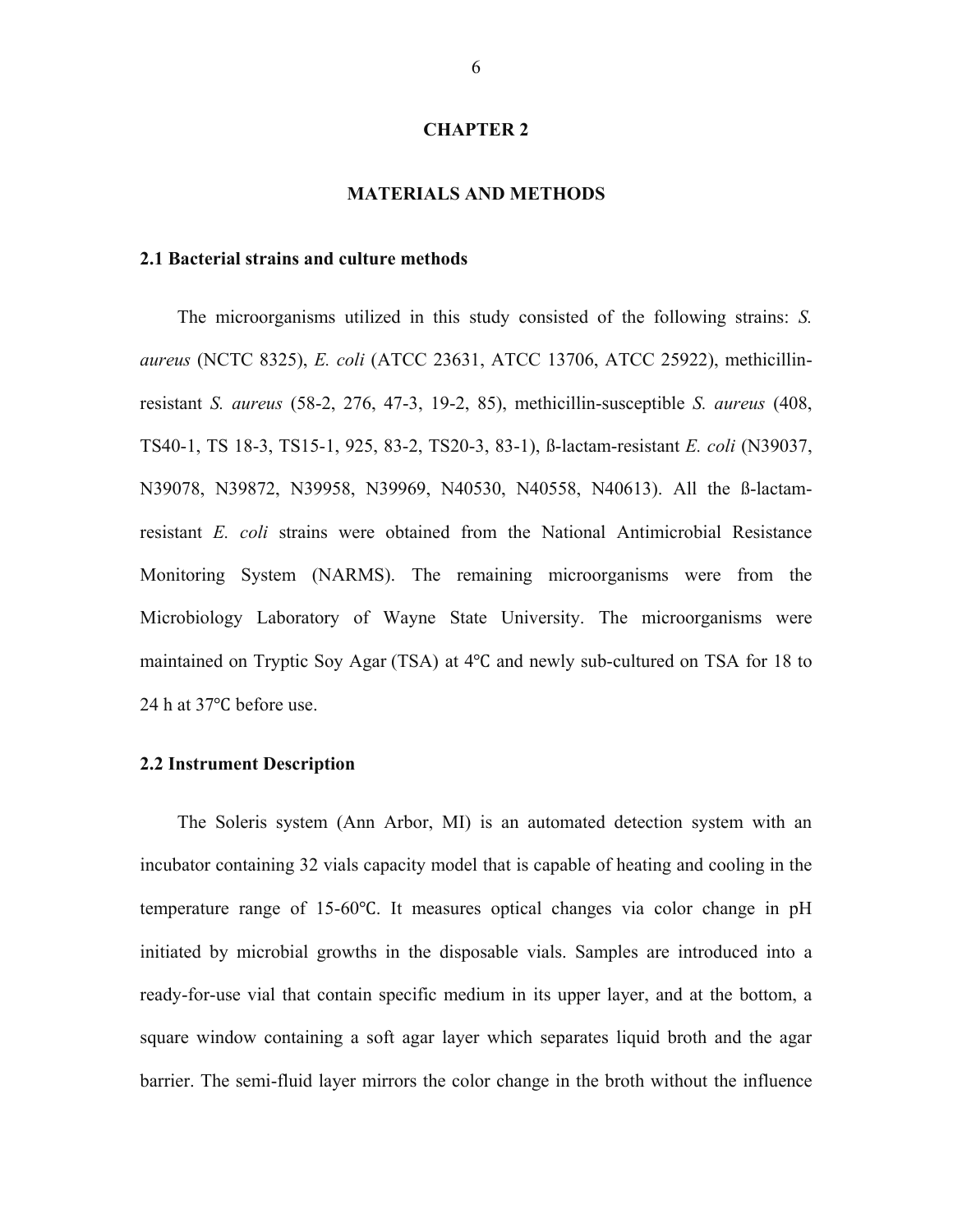# CHAPTER 2

## MATERIALS AND METHODS

### 2.1 Bacterial strains and culture methods

The microorganisms utilized in this study consisted of the following strains: *S. aureus* (NCTC 8325), *E. coli* (ATCC 23631, ATCC 13706, ATCC 25922), methicillin-resistant *S. aureus* (58-2, 276, 47-3, 19-2, 85), methicillin-susceptible *S. aureus* (408, TS40-1, TS 18-3, TS15-1, 925, 83-2, TS20-3, 83-1), ß-lactam-resistant *E. coli* (N39037, N39078, N39872, N39958, N39969, N40530, N40558, N40613). All the ß-lactam-resistant *E. coli* strains were obtained from the National Antimicrobial Resistance Monitoring System (NARMS). The remaining microorganisms were from the Microbiology Laboratory of Wayne State University. The microorganisms were maintained on Tryptic Soy Agar (TSA) at 4℃ and newly sub-cultured on TSA for 18 to 24 h at 37℃ before use.

### 2.2 Instrument Description

The Soleris system (Ann Arbor, MI) is an automated detection system with an incubator containing 32 vials capacity model that is capable of heating and cooling in the temperature range of 15-60℃. It measures optical changes via color change in pH initiated by microbial growths in the disposable vials. Samples are introduced into a ready-for-use vial that contain specific medium in its upper layer, and at the bottom, a square window containing a soft agar layer which separates liquid broth and the agar barrier. The semi-fluid layer mirrors the color change in the broth without the influence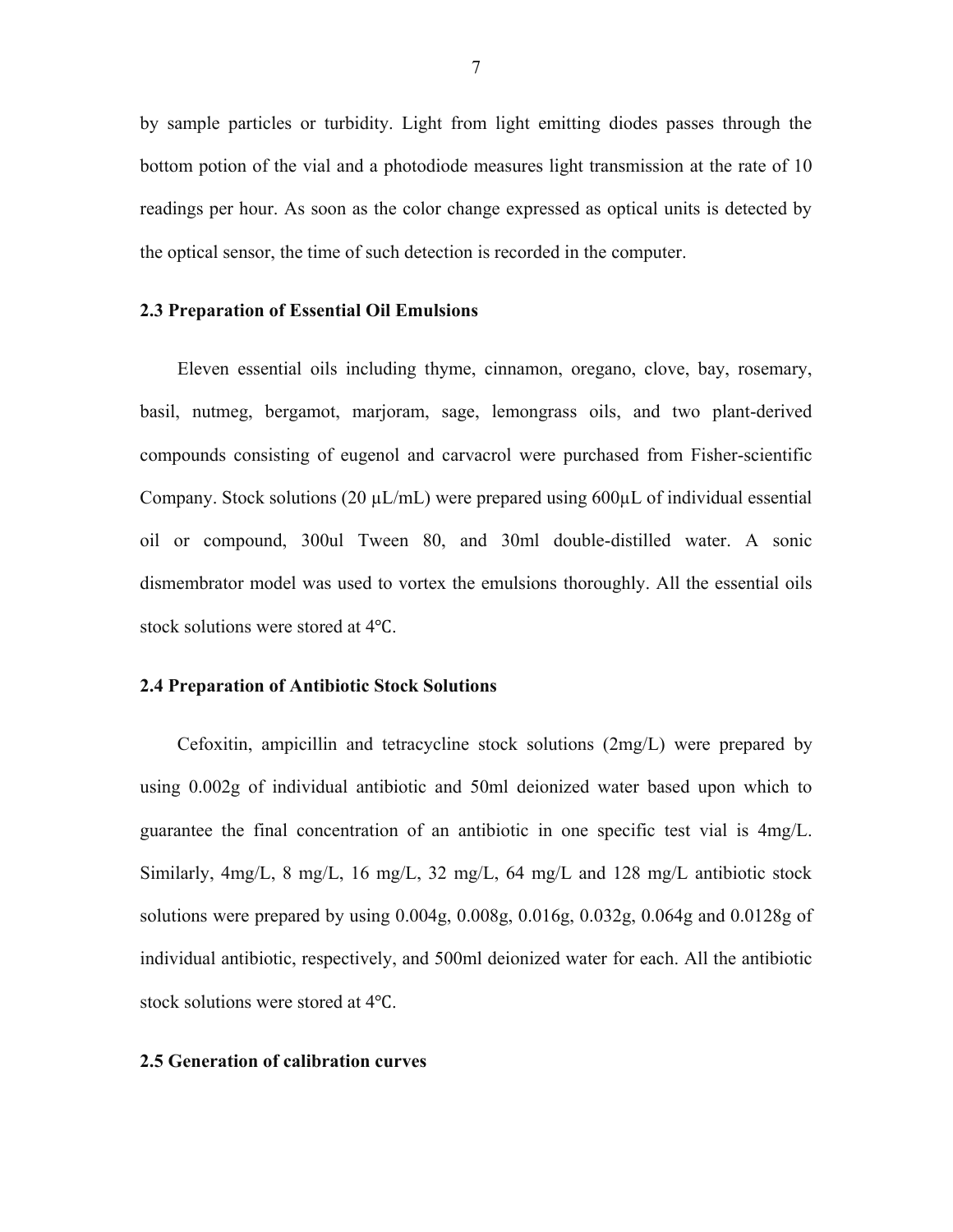by sample particles or turbidity. Light from light emitting diodes passes through the bottom potion of the vial and a photodiode measures light transmission at the rate of 10 readings per hour. As soon as the color change expressed as optical units is detected by the optical sensor, the time of such detection is recorded in the computer.

### 2.3 Preparation of Essential Oil Emulsions

Eleven essential oils including thyme, cinnamon, oregano, clove, bay, rosemary, basil, nutmeg, bergamot, marjoram, sage, lemongrass oils, and two plant-derived compounds consisting of eugenol and carvacrol were purchased from Fisher-scientific Company. Stock solutions (20 µL/mL) were prepared using 600µL of individual essential oil or compound, 300ul Tween 80, and 30ml double-distilled water. A sonic dismembrator model was used to vortex the emulsions thoroughly. All the essential oils stock solutions were stored at 4℃.

### 2.4 Preparation of Antibiotic Stock Solutions

Cefoxitin, ampicillin and tetracycline stock solutions (2mg/L) were prepared by using 0.002g of individual antibiotic and 50ml deionized water based upon which to guarantee the final concentration of an antibiotic in one specific test vial is 4mg/L. Similarly, 4mg/L, 8 mg/L, 16 mg/L, 32 mg/L, 64 mg/L and 128 mg/L antibiotic stock solutions were prepared by using 0.004g, 0.008g, 0.016g, 0.032g, 0.064g and 0.0128g of individual antibiotic, respectively, and 500ml deionized water for each. All the antibiotic stock solutions were stored at 4℃.

### 2.5 Generation of calibration curves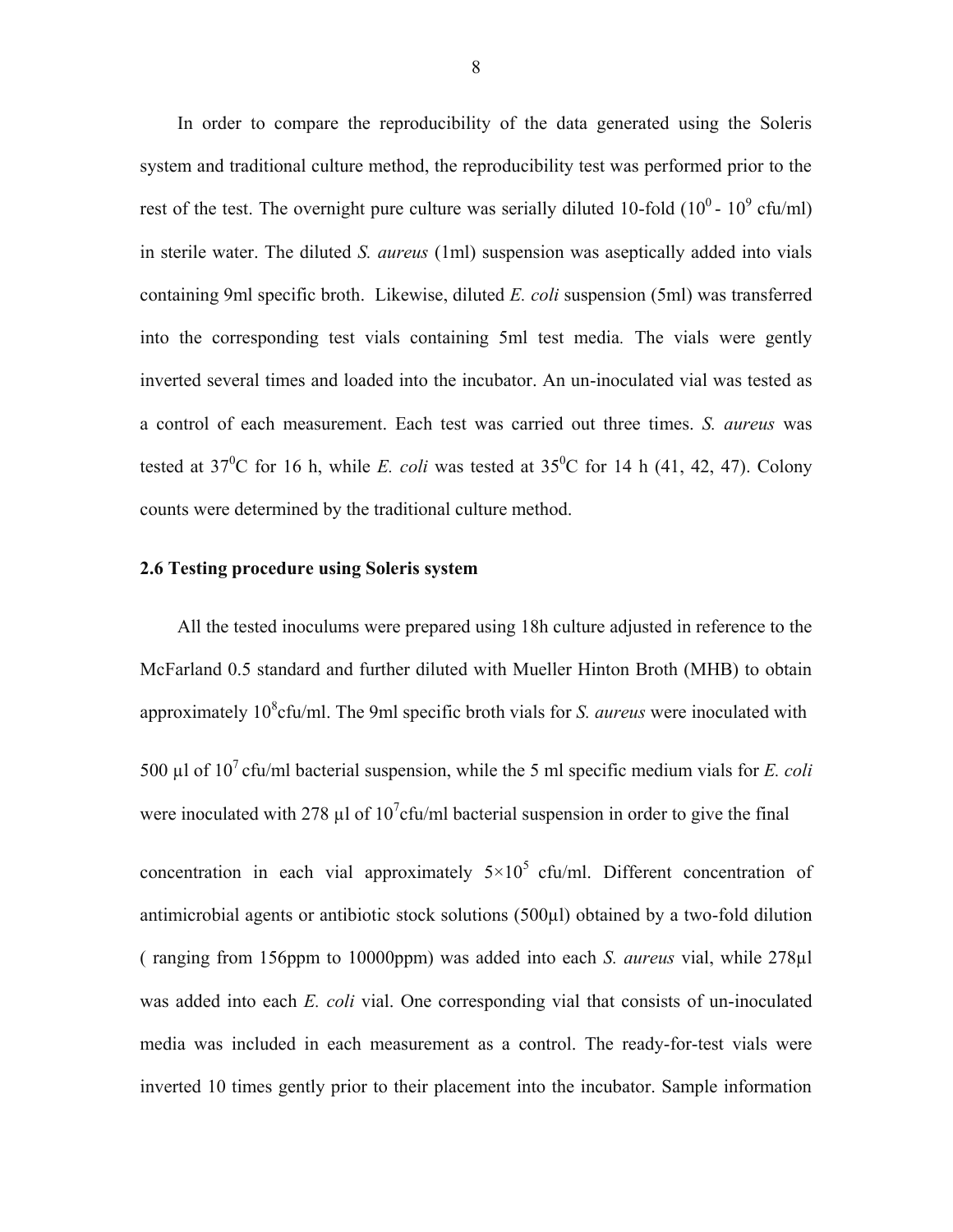In order to compare the reproducibility of the data generated using the Soleris system and traditional culture method, the reproducibility test was performed prior to the rest of the test. The overnight pure culture was serially diluted 10-fold ($10^0$ - $10^9$ cfu/ml) in sterile water. The diluted *S. aureus* (1ml) suspension was aseptically added into vials containing 9ml specific broth. Likewise, diluted *E. coli* suspension (5ml) was transferred into the corresponding test vials containing 5ml test media. The vials were gently inverted several times and loaded into the incubator. An un-inoculated vial was tested as a control of each measurement. Each test was carried out three times. *S. aureus* was tested at $37^0$C for 16 h, while *E. coli* was tested at $35^0$C for 14 h (41, 42, 47). Colony counts were determined by the traditional culture method.

### 2.6 Testing procedure using Soleris system

All the tested inoculums were prepared using 18h culture adjusted in reference to the McFarland 0.5 standard and further diluted with Mueller Hinton Broth (MHB) to obtain approximately $10^8$cfu/ml. The 9ml specific broth vials for *S. aureus* were inoculated with 500 µl of $10^7$ cfu/ml bacterial suspension, while the 5 ml specific medium vials for *E. coli* were inoculated with 278 µl of $10^7$cfu/ml bacterial suspension in order to give the final concentration in each vial approximately $5\times10^5$ cfu/ml. Different concentration of antimicrobial agents or antibiotic stock solutions (500µl) obtained by a two-fold dilution ( ranging from 156ppm to 10000ppm) was added into each *S. aureus* vial, while 278µl was added into each *E. coli* vial. One corresponding vial that consists of un-inoculated media was included in each measurement as a control. The ready-for-test vials were inverted 10 times gently prior to their placement into the incubator. Sample information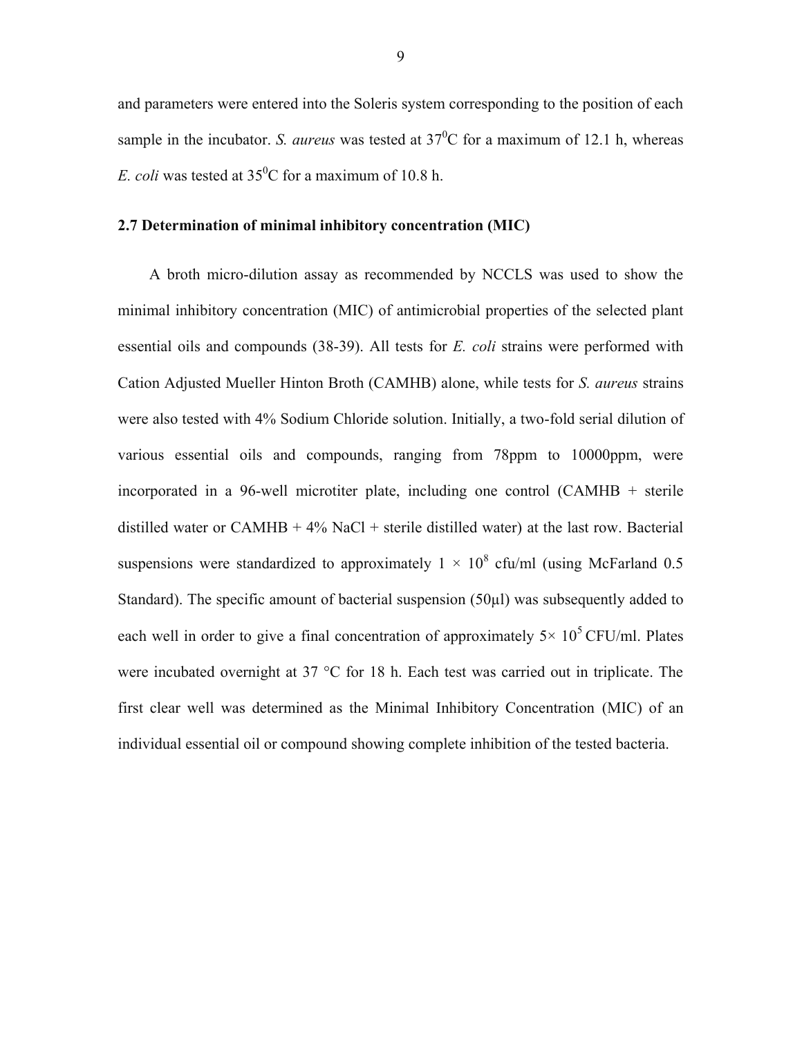and parameters were entered into the Soleris system corresponding to the position of each sample in the incubator. *S. aureus* was tested at $37^0$C for a maximum of 12.1 h, whereas *E. coli* was tested at $35^0$C for a maximum of 10.8 h.

### 2.7 Determination of minimal inhibitory concentration (MIC)

A broth micro-dilution assay as recommended by NCCLS was used to show the minimal inhibitory concentration (MIC) of antimicrobial properties of the selected plant essential oils and compounds (38-39). All tests for *E. coli* strains were performed with Cation Adjusted Mueller Hinton Broth (CAMHB) alone, while tests for *S. aureus* strains were also tested with 4% Sodium Chloride solution. Initially, a two-fold serial dilution of various essential oils and compounds, ranging from 78ppm to 10000ppm, were incorporated in a 96-well microtiter plate, including one control (CAMHB + sterile distilled water or CAMHB + 4% NaCl + sterile distilled water) at the last row. Bacterial suspensions were standardized to approximately $1 \times 10^8$ cfu/ml (using McFarland 0.5 Standard). The specific amount of bacterial suspension (50μl) was subsequently added to each well in order to give a final concentration of approximately $5 \times 10^5$ CFU/ml. Plates were incubated overnight at 37 °C for 18 h. Each test was carried out in triplicate. The first clear well was determined as the Minimal Inhibitory Concentration (MIC) of an individual essential oil or compound showing complete inhibition of the tested bacteria.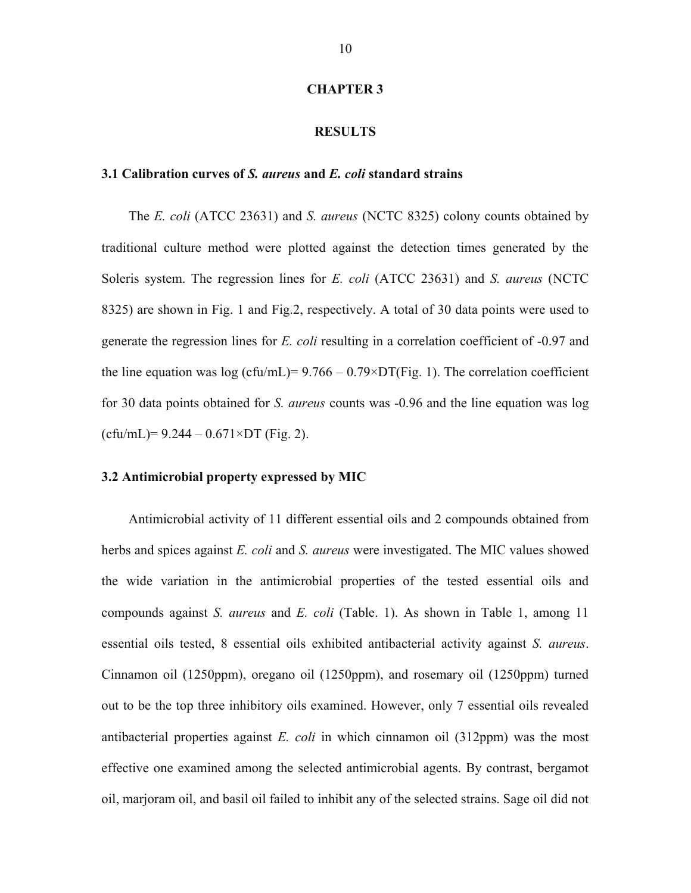# CHAPTER 3

# RESULTS

### 3.1 Calibration curves of *S. aureus* and *E. coli* standard strains

The *E. coli* (ATCC 23631) and *S. aureus* (NCTC 8325) colony counts obtained by traditional culture method were plotted against the detection times generated by the Soleris system. The regression lines for *E. coli* (ATCC 23631) and *S. aureus* (NCTC 8325) are shown in Fig. 1 and Fig.2, respectively. A total of 30 data points were used to generate the regression lines for *E. coli* resulting in a correlation coefficient of -0.97 and the line equation was $\log(\text{cfu/mL}) = 9.766 - 0.79 \times DT$(Fig. 1). The correlation coefficient for 30 data points obtained for *S. aureus* counts was -0.96 and the line equation was $\log(\text{cfu/mL}) = 9.244 - 0.671 \times DT$ (Fig. 2).

### 3.2 Antimicrobial property expressed by MIC

Antimicrobial activity of 11 different essential oils and 2 compounds obtained from herbs and spices against *E. coli* and *S. aureus* were investigated. The MIC values showed the wide variation in the antimicrobial properties of the tested essential oils and compounds against *S. aureus* and *E. coli* (Table. 1). As shown in Table 1, among 11 essential oils tested, 8 essential oils exhibited antibacterial activity against *S. aureus*. Cinnamon oil (1250ppm), oregano oil (1250ppm), and rosemary oil (1250ppm) turned out to be the top three inhibitory oils examined. However, only 7 essential oils revealed antibacterial properties against *E. coli* in which cinnamon oil (312ppm) was the most effective one examined among the selected antimicrobial agents. By contrast, bergamot oil, marjoram oil, and basil oil failed to inhibit any of the selected strains. Sage oil did not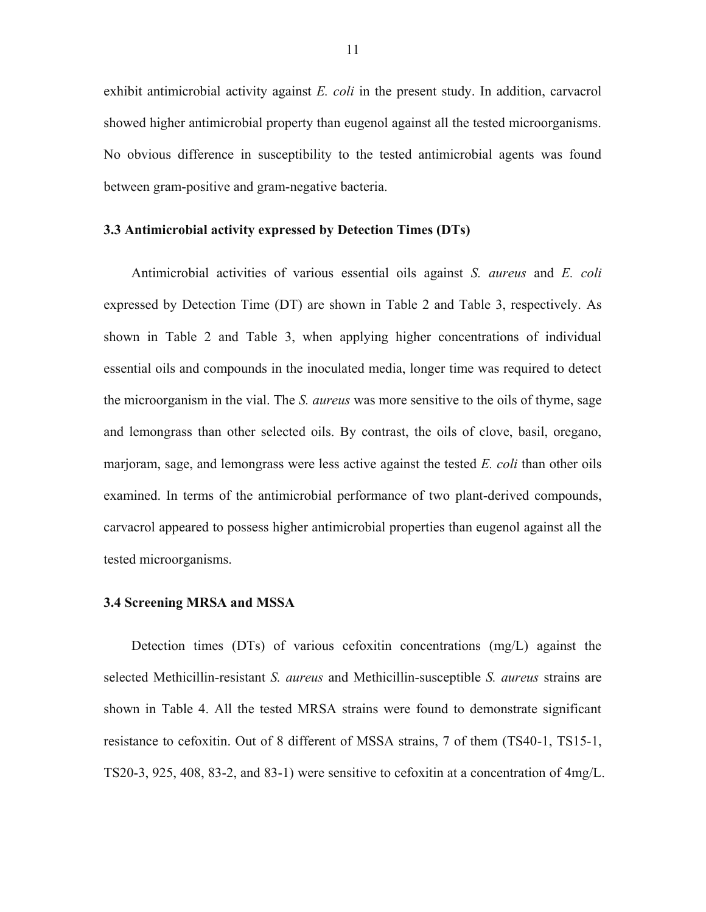exhibit antimicrobial activity against *E. coli* in the present study. In addition, carvacrol showed higher antimicrobial property than eugenol against all the tested microorganisms. No obvious difference in susceptibility to the tested antimicrobial agents was found between gram-positive and gram-negative bacteria.

### 3.3 Antimicrobial activity expressed by Detection Times (DTs)

Antimicrobial activities of various essential oils against *S. aureus* and *E. coli* expressed by Detection Time (DT) are shown in Table 2 and Table 3, respectively. As shown in Table 2 and Table 3, when applying higher concentrations of individual essential oils and compounds in the inoculated media, longer time was required to detect the microorganism in the vial. The *S. aureus* was more sensitive to the oils of thyme, sage and lemongrass than other selected oils. By contrast, the oils of clove, basil, oregano, marjoram, sage, and lemongrass were less active against the tested *E. coli* than other oils examined. In terms of the antimicrobial performance of two plant-derived compounds, carvacrol appeared to possess higher antimicrobial properties than eugenol against all the tested microorganisms.

### 3.4 Screening MRSA and MSSA

Detection times (DTs) of various cefoxitin concentrations (mg/L) against the selected Methicillin-resistant *S. aureus* and Methicillin-susceptible *S. aureus* strains are shown in Table 4. All the tested MRSA strains were found to demonstrate significant resistance to cefoxitin. Out of 8 different of MSSA strains, 7 of them (TS40-1, TS15-1, TS20-3, 925, 408, 83-2, and 83-1) were sensitive to cefoxitin at a concentration of 4mg/L.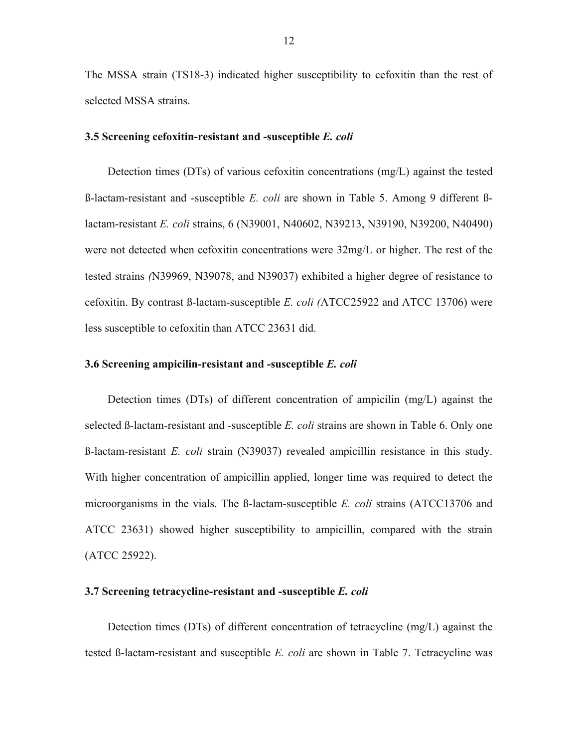The MSSA strain (TS18-3) indicated higher susceptibility to cefoxitin than the rest of selected MSSA strains.

### 3.5 Screening cefoxitin-resistant and -susceptible *E. coli*

Detection times (DTs) of various cefoxitin concentrations (mg/L) against the tested ß-lactam-resistant and -susceptible *E. coli* are shown in Table 5. Among 9 different ß-lactam-resistant *E. coli* strains, 6 (N39001, N40602, N39213, N39190, N39200, N40490) were not detected when cefoxitin concentrations were 32mg/L or higher. The rest of the tested strains *(*N39969, N39078, and N39037) exhibited a higher degree of resistance to cefoxitin. By contrast ß-lactam-susceptible *E. coli (*ATCC25922 and ATCC 13706) were less susceptible to cefoxitin than ATCC 23631 did.

### 3.6 Screening ampicilin-resistant and -susceptible *E. coli*

Detection times (DTs) of different concentration of ampicilin (mg/L) against the selected ß-lactam-resistant and -susceptible *E. coli* strains are shown in Table 6. Only one ß-lactam-resistant *E. coli* strain (N39037) revealed ampicillin resistance in this study. With higher concentration of ampicillin applied, longer time was required to detect the microorganisms in the vials. The ß-lactam-susceptible *E. coli* strains (ATCC13706 and ATCC 23631) showed higher susceptibility to ampicillin, compared with the strain (ATCC 25922).

### 3.7 Screening tetracycline-resistant and -susceptible *E. coli*

Detection times (DTs) of different concentration of tetracycline (mg/L) against the tested ß-lactam-resistant and susceptible *E. coli* are shown in Table 7. Tetracycline was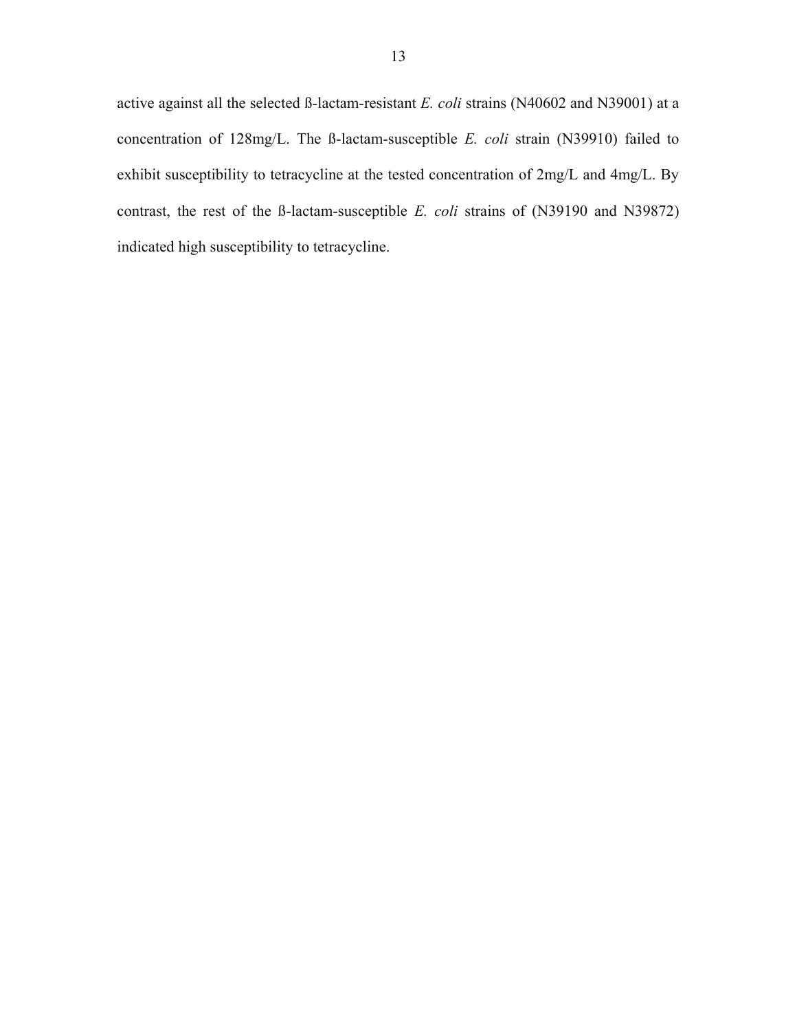active against all the selected ß-lactam-resistant *E. coli* strains (N40602 and N39001) at a concentration of 128mg/L. The ß-lactam-susceptible *E. coli* strain (N39910) failed to exhibit susceptibility to tetracycline at the tested concentration of 2mg/L and 4mg/L. By contrast, the rest of the ß-lactam-susceptible *E. coli* strains of (N39190 and N39872) indicated high susceptibility to tetracycline.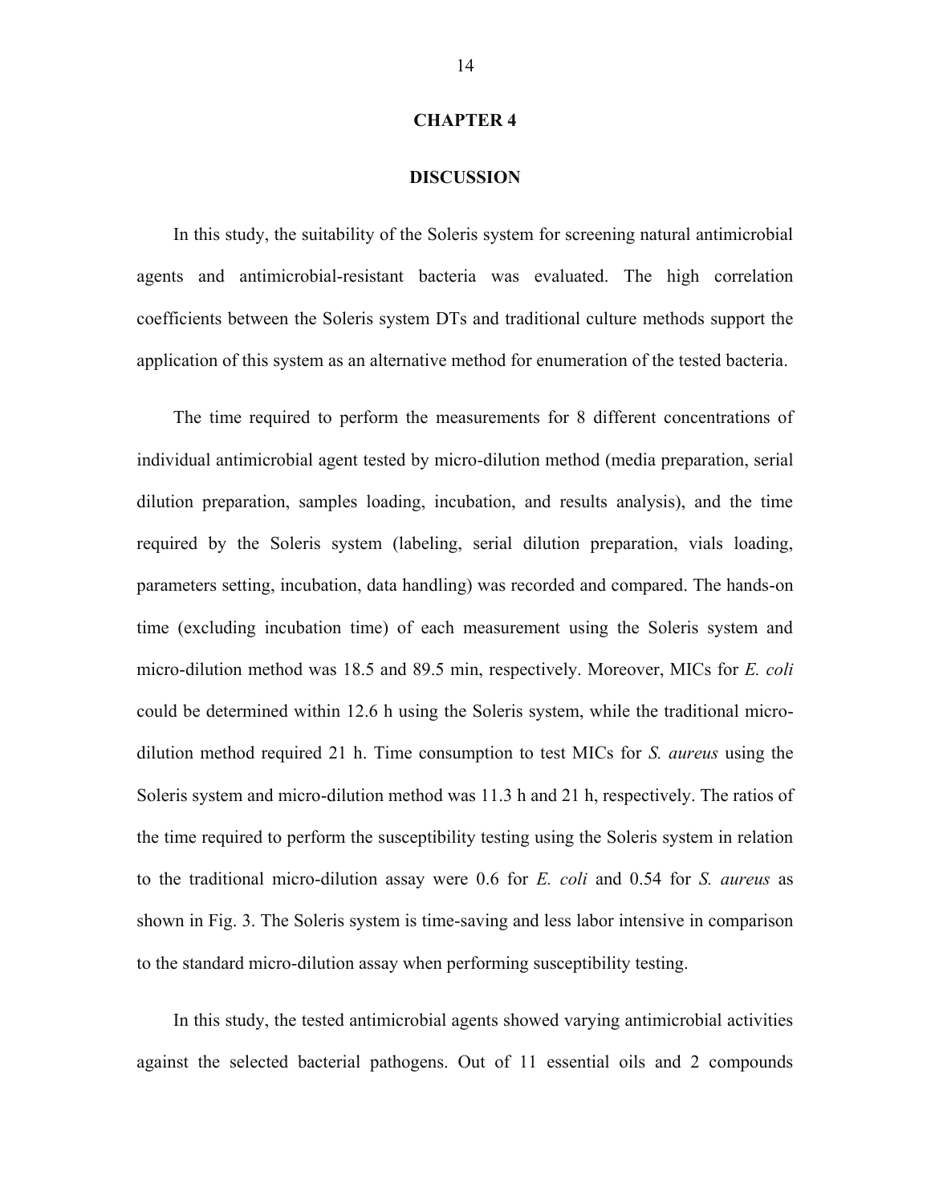# CHAPTER 4

## DISCUSSION

In this study, the suitability of the Soleris system for screening natural antimicrobial agents and antimicrobial-resistant bacteria was evaluated. The high correlation coefficients between the Soleris system DTs and traditional culture methods support the application of this system as an alternative method for enumeration of the tested bacteria.

The time required to perform the measurements for 8 different concentrations of individual antimicrobial agent tested by micro-dilution method (media preparation, serial dilution preparation, samples loading, incubation, and results analysis), and the time required by the Soleris system (labeling, serial dilution preparation, vials loading, parameters setting, incubation, data handling) was recorded and compared. The hands-on time (excluding incubation time) of each measurement using the Soleris system and micro-dilution method was 18.5 and 89.5 min, respectively. Moreover, MICs for *E. coli* could be determined within 12.6 h using the Soleris system, while the traditional micro-dilution method required 21 h. Time consumption to test MICs for *S. aureus* using the Soleris system and micro-dilution method was 11.3 h and 21 h, respectively. The ratios of the time required to perform the susceptibility testing using the Soleris system in relation to the traditional micro-dilution assay were 0.6 for *E. coli* and 0.54 for *S. aureus* as shown in Fig. 3. The Soleris system is time-saving and less labor intensive in comparison to the standard micro-dilution assay when performing susceptibility testing.

In this study, the tested antimicrobial agents showed varying antimicrobial activities against the selected bacterial pathogens. Out of 11 essential oils and 2 compounds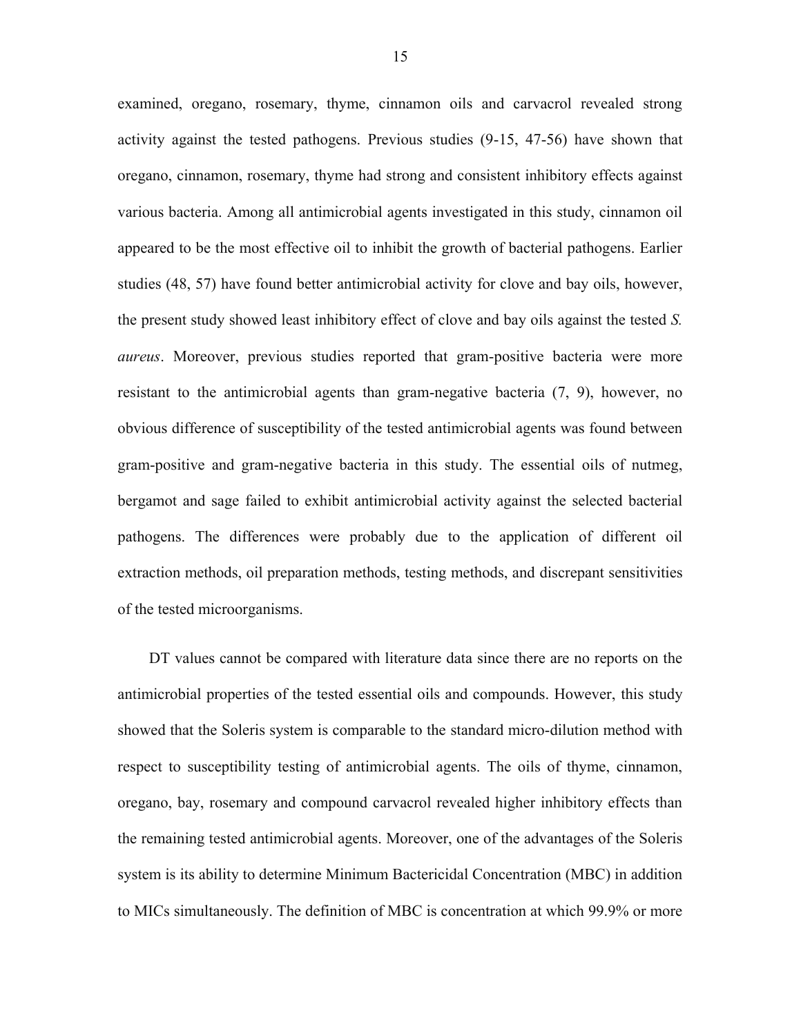examined, oregano, rosemary, thyme, cinnamon oils and carvacrol revealed strong activity against the tested pathogens. Previous studies (9-15, 47-56) have shown that oregano, cinnamon, rosemary, thyme had strong and consistent inhibitory effects against various bacteria. Among all antimicrobial agents investigated in this study, cinnamon oil appeared to be the most effective oil to inhibit the growth of bacterial pathogens. Earlier studies (48, 57) have found better antimicrobial activity for clove and bay oils, however, the present study showed least inhibitory effect of clove and bay oils against the tested *S. aureus*. Moreover, previous studies reported that gram-positive bacteria were more resistant to the antimicrobial agents than gram-negative bacteria (7, 9), however, no obvious difference of susceptibility of the tested antimicrobial agents was found between gram-positive and gram-negative bacteria in this study. The essential oils of nutmeg, bergamot and sage failed to exhibit antimicrobial activity against the selected bacterial pathogens. The differences were probably due to the application of different oil extraction methods, oil preparation methods, testing methods, and discrepant sensitivities of the tested microorganisms.

DT values cannot be compared with literature data since there are no reports on the antimicrobial properties of the tested essential oils and compounds. However, this study showed that the Soleris system is comparable to the standard micro-dilution method with respect to susceptibility testing of antimicrobial agents. The oils of thyme, cinnamon, oregano, bay, rosemary and compound carvacrol revealed higher inhibitory effects than the remaining tested antimicrobial agents. Moreover, one of the advantages of the Soleris system is its ability to determine Minimum Bactericidal Concentration (MBC) in addition to MICs simultaneously. The definition of MBC is concentration at which 99.9% or more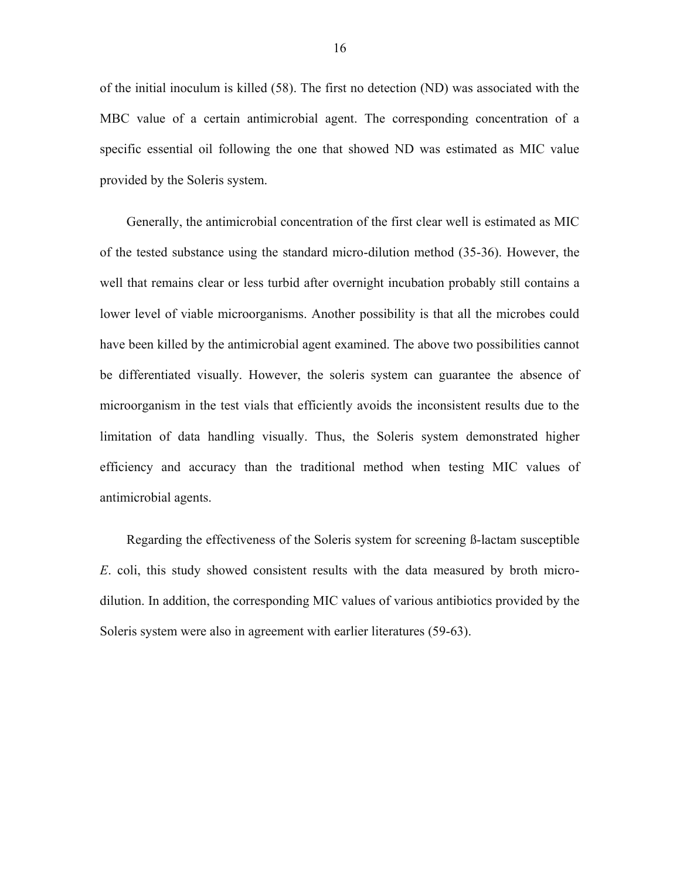of the initial inoculum is killed (58). The first no detection (ND) was associated with the MBC value of a certain antimicrobial agent. The corresponding concentration of a specific essential oil following the one that showed ND was estimated as MIC value provided by the Soleris system.

Generally, the antimicrobial concentration of the first clear well is estimated as MIC of the tested substance using the standard micro-dilution method (35-36). However, the well that remains clear or less turbid after overnight incubation probably still contains a lower level of viable microorganisms. Another possibility is that all the microbes could have been killed by the antimicrobial agent examined. The above two possibilities cannot be differentiated visually. However, the soleris system can guarantee the absence of microorganism in the test vials that efficiently avoids the inconsistent results due to the limitation of data handling visually. Thus, the Soleris system demonstrated higher efficiency and accuracy than the traditional method when testing MIC values of antimicrobial agents.

Regarding the effectiveness of the Soleris system for screening ß-lactam susceptible *E*. coli, this study showed consistent results with the data measured by broth micro-dilution. In addition, the corresponding MIC values of various antibiotics provided by the Soleris system were also in agreement with earlier literatures (59-63).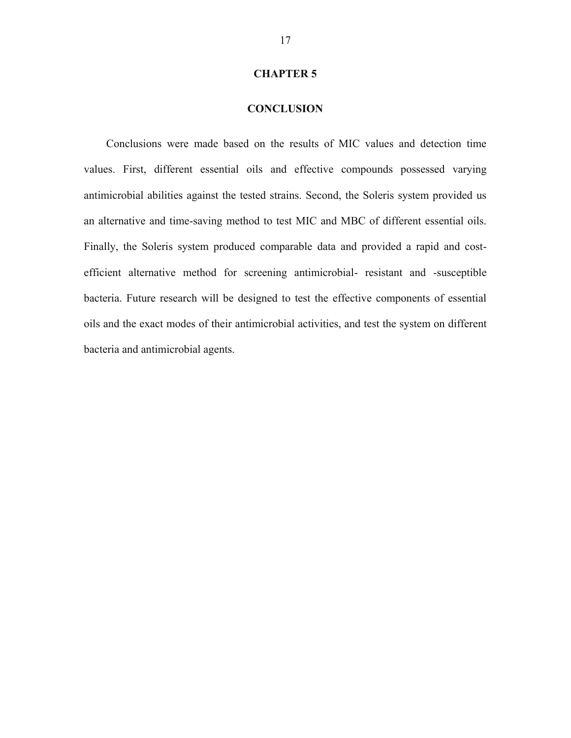# CHAPTER 5

## CONCLUSION

Conclusions were made based on the results of MIC values and detection time values. First, different essential oils and effective compounds possessed varying antimicrobial abilities against the tested strains. Second, the Soleris system provided us an alternative and time-saving method to test MIC and MBC of different essential oils. Finally, the Soleris system produced comparable data and provided a rapid and cost-efficient alternative method for screening antimicrobial- resistant and -susceptible bacteria. Future research will be designed to test the effective components of essential oils and the exact modes of their antimicrobial activities, and test the system on different bacteria and antimicrobial agents.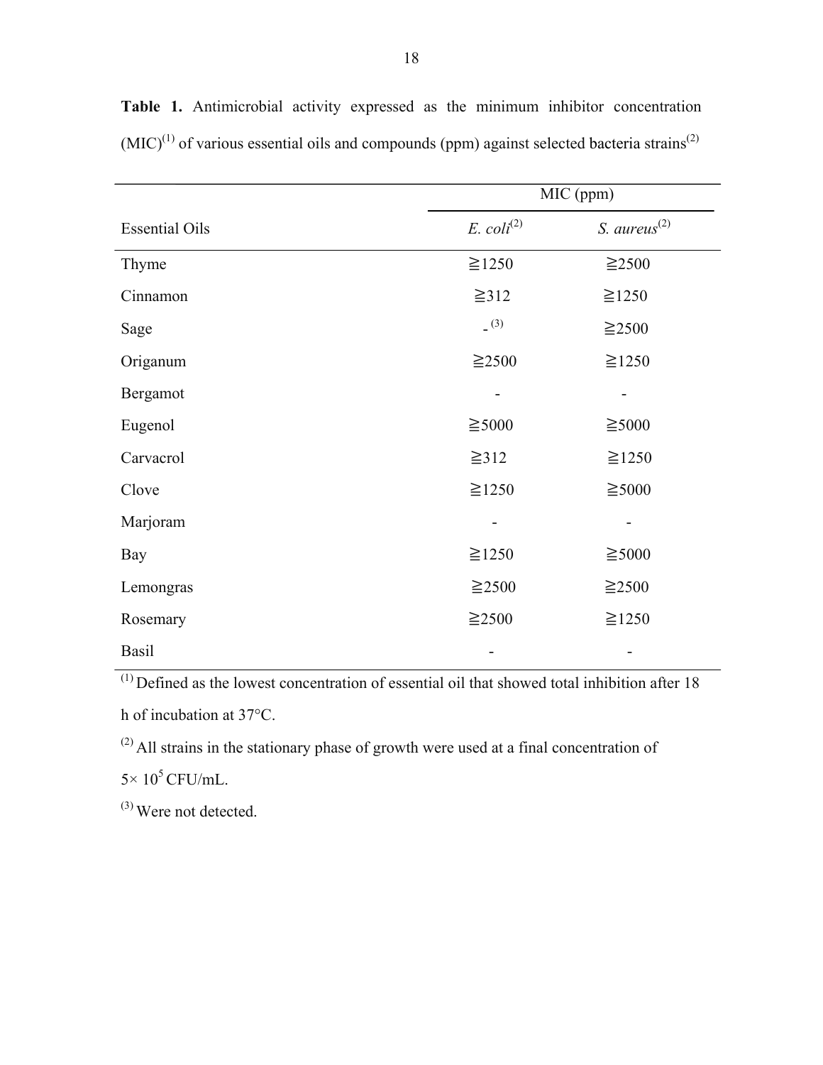**Table 1.** Antimicrobial activity expressed as the minimum inhibitor concentration (MIC)[1] of various essential oils and compounds (ppm) against selected bacteria strains[2]

| | MIC (ppm) | |
|---|---|---|
| Essential Oils | *E. coli*[2] | *S. aureus*[2] |
| Thyme | ≧1250 | ≧2500 |
| Cinnamon | ≧312 | ≧1250 |
| Sage | -[3] | ≧2500 |
| Origanum | ≧2500 | ≧1250 |
| Bergamot | - | - |
| Eugenol | ≧5000 | ≧5000 |
| Carvacrol | ≧312 | ≧1250 |
| Clove | ≧1250 | ≧5000 |
| Marjoram | - | - |
| Bay | ≧1250 | ≧5000 |
| Lemongras | ≧2500 | ≧2500 |
| Rosemary | ≧2500 | ≧1250 |
| Basil | - | - |

[1] Defined as the lowest concentration of essential oil that showed total inhibition after 18 h of incubation at 37°C.

[2] All strains in the stationary phase of growth were used at a final concentration of $5\times 10^5$ CFU/mL.

[3] Were not detected.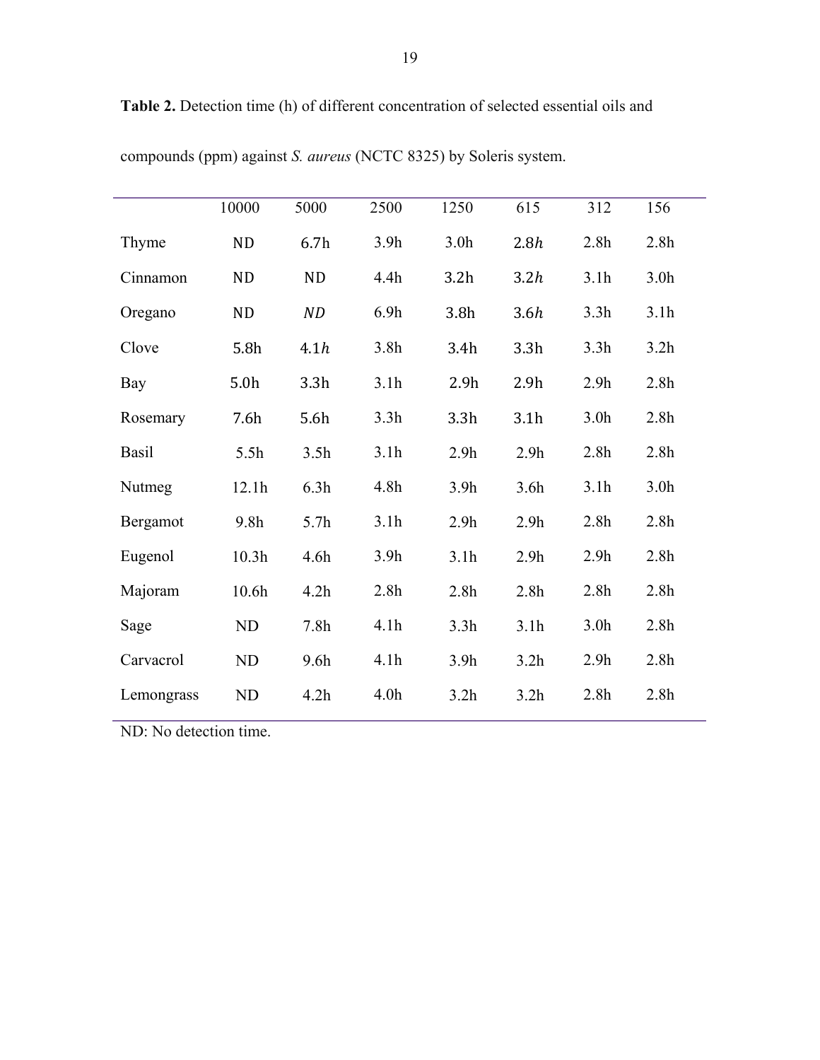**Table 2.** Detection time (h) of different concentration of selected essential oils and compounds (ppm) against *S. aureus* (NCTC 8325) by Soleris system.

| | 10000 | 5000 | 2500 | 1250 | 615 | 312 | 156 |
|---|---|---|---|---|---|---|---|
| Thyme | ND | 6.7h | 3.9h | 3.0h | 2.8h | 2.8h | 2.8h |
| Cinnamon | ND | ND | 4.4h | 3.2h | 3.2h | 3.1h | 3.0h |
| Oregano | ND | ND | 6.9h | 3.8h | 3.6h | 3.3h | 3.1h |
| Clove | 5.8h | 4.1h | 3.8h | 3.4h | 3.3h | 3.3h | 3.2h |
| Bay | 5.0h | 3.3h | 3.1h | 2.9h | 2.9h | 2.9h | 2.8h |
| Rosemary | 7.6h | 5.6h | 3.3h | 3.3h | 3.1h | 3.0h | 2.8h |
| Basil | 5.5h | 3.5h | 3.1h | 2.9h | 2.9h | 2.8h | 2.8h |
| Nutmeg | 12.1h | 6.3h | 4.8h | 3.9h | 3.6h | 3.1h | 3.0h |
| Bergamot | 9.8h | 5.7h | 3.1h | 2.9h | 2.9h | 2.8h | 2.8h |
| Eugenol | 10.3h | 4.6h | 3.9h | 3.1h | 2.9h | 2.9h | 2.8h |
| Majoram | 10.6h | 4.2h | 2.8h | 2.8h | 2.8h | 2.8h | 2.8h |
| Sage | ND | 7.8h | 4.1h | 3.3h | 3.1h | 3.0h | 2.8h |
| Carvacrol | ND | 9.6h | 4.1h | 3.9h | 3.2h | 2.9h | 2.8h |
| Lemongrass | ND | 4.2h | 4.0h | 3.2h | 3.2h | 2.8h | 2.8h |

ND: No detection time.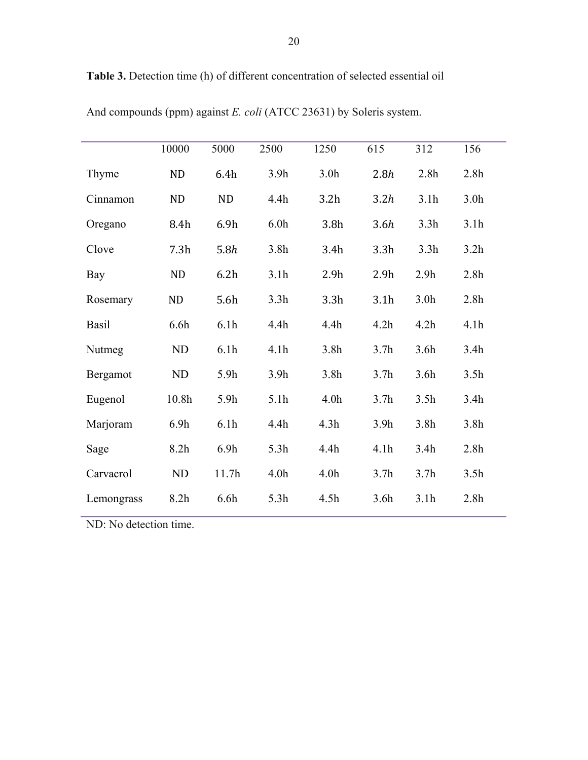**Table 3.** Detection time (h) of different concentration of selected essential oil

And compounds (ppm) against *E. coli* (ATCC 23631) by Soleris system.

| | 10000 | 5000 | 2500 | 1250 | 615 | 312 | 156 |
|---|---|---|---|---|---|---|---|
| Thyme | ND | 6.4h | 3.9h | 3.0h | 2.8h | 2.8h | 2.8h |
| Cinnamon | ND | ND | 4.4h | 3.2h | 3.2h | 3.1h | 3.0h |
| Oregano | 8.4h | 6.9h | 6.0h | 3.8h | 3.6h | 3.3h | 3.1h |
| Clove | 7.3h | 5.8h | 3.8h | 3.4h | 3.3h | 3.3h | 3.2h |
| Bay | ND | 6.2h | 3.1h | 2.9h | 2.9h | 2.9h | 2.8h |
| Rosemary | ND | 5.6h | 3.3h | 3.3h | 3.1h | 3.0h | 2.8h |
| Basil | 6.6h | 6.1h | 4.4h | 4.4h | 4.2h | 4.2h | 4.1h |
| Nutmeg | ND | 6.1h | 4.1h | 3.8h | 3.7h | 3.6h | 3.4h |
| Bergamot | ND | 5.9h | 3.9h | 3.8h | 3.7h | 3.6h | 3.5h |
| Eugenol | 10.8h | 5.9h | 5.1h | 4.0h | 3.7h | 3.5h | 3.4h |
| Marjoram | 6.9h | 6.1h | 4.4h | 4.3h | 3.9h | 3.8h | 3.8h |
| Sage | 8.2h | 6.9h | 5.3h | 4.4h | 4.1h | 3.4h | 2.8h |
| Carvacrol | ND | 11.7h | 4.0h | 4.0h | 3.7h | 3.7h | 3.5h |
| Lemongrass | 8.2h | 6.6h | 5.3h | 4.5h | 3.6h | 3.1h | 2.8h |

ND: No detection time.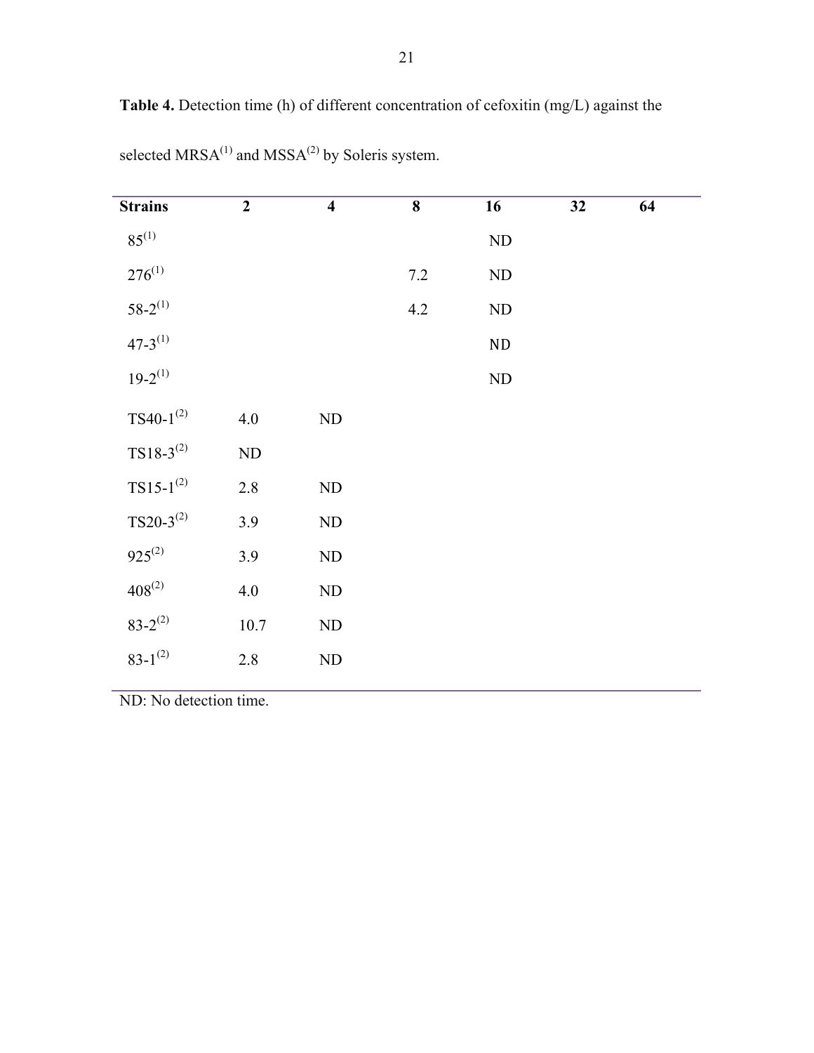**Table 4.** Detection time (h) of different concentration of cefoxitin (mg/L) against the selected MRSA[(1)] and MSSA[(2)] by Soleris system.

| Strains | 2 | 4 | 8 | 16 | 32 | 64 |
|---|---|---|---|---|---|---|
| 85[(1)] | | | | ND | | |
| 276[(1)] | | | 7.2 | ND | | |
| 58-2[(1)] | | | 4.2 | ND | | |
| 47-3[(1)] | | | | ND | | |
| 19-2[(1)] | | | | ND | | |
| TS40-1[(2)] | 4.0 | ND | | | | |
| TS18-3[(2)] | ND | | | | | |
| TS15-1[(2)] | 2.8 | ND | | | | |
| TS20-3[(2)] | 3.9 | ND | | | | |
| 925[(2)] | 3.9 | ND | | | | |
| 408[(2)] | 4.0 | ND | | | | |
| 83-2[(2)] | 10.7 | ND | | | | |
| 83-1[(2)] | 2.8 | ND | | | | |

ND: No detection time.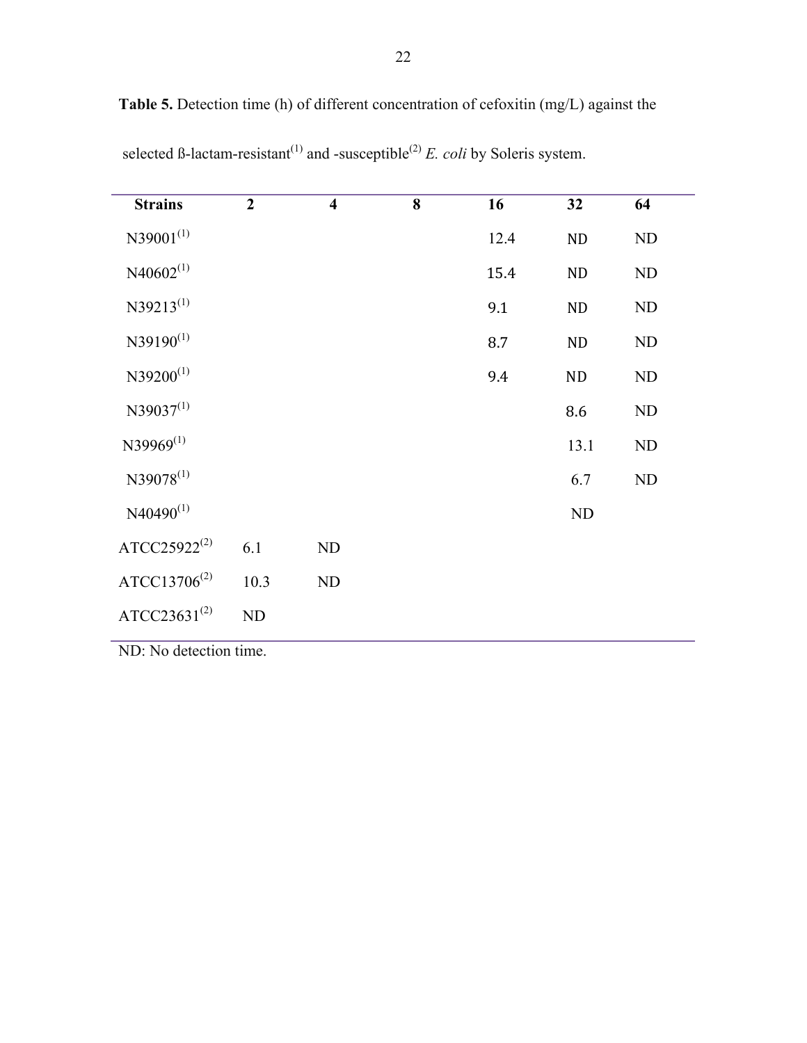**Table 5.** Detection time (h) of different concentration of cefoxitin (mg/L) against the selected ß-lactam-resistant[1] and -susceptible[2] *E. coli* by Soleris system.

| Strains | 2 | 4 | 8 | 16 | 32 | 64 |
|---|---|---|---|---|---|---|
| N39001[1] | | | | 12.4 | ND | ND |
| N40602[1] | | | | 15.4 | ND | ND |
| N39213[1] | | | | 9.1 | ND | ND |
| N39190[1] | | | | 8.7 | ND | ND |
| N39200[1] | | | | 9.4 | ND | ND |
| N39037[1] | | | | | 8.6 | ND |
| N39969[1] | | | | | 13.1 | ND |
| N39078[1] | | | | | 6.7 | ND |
| N40490[1] | | | | | ND | |
| ATCC25922[2] | 6.1 | ND | | | | |
| ATCC13706[2] | 10.3 | ND | | | | |
| ATCC23631[2] | ND | | | | | |

ND: No detection time.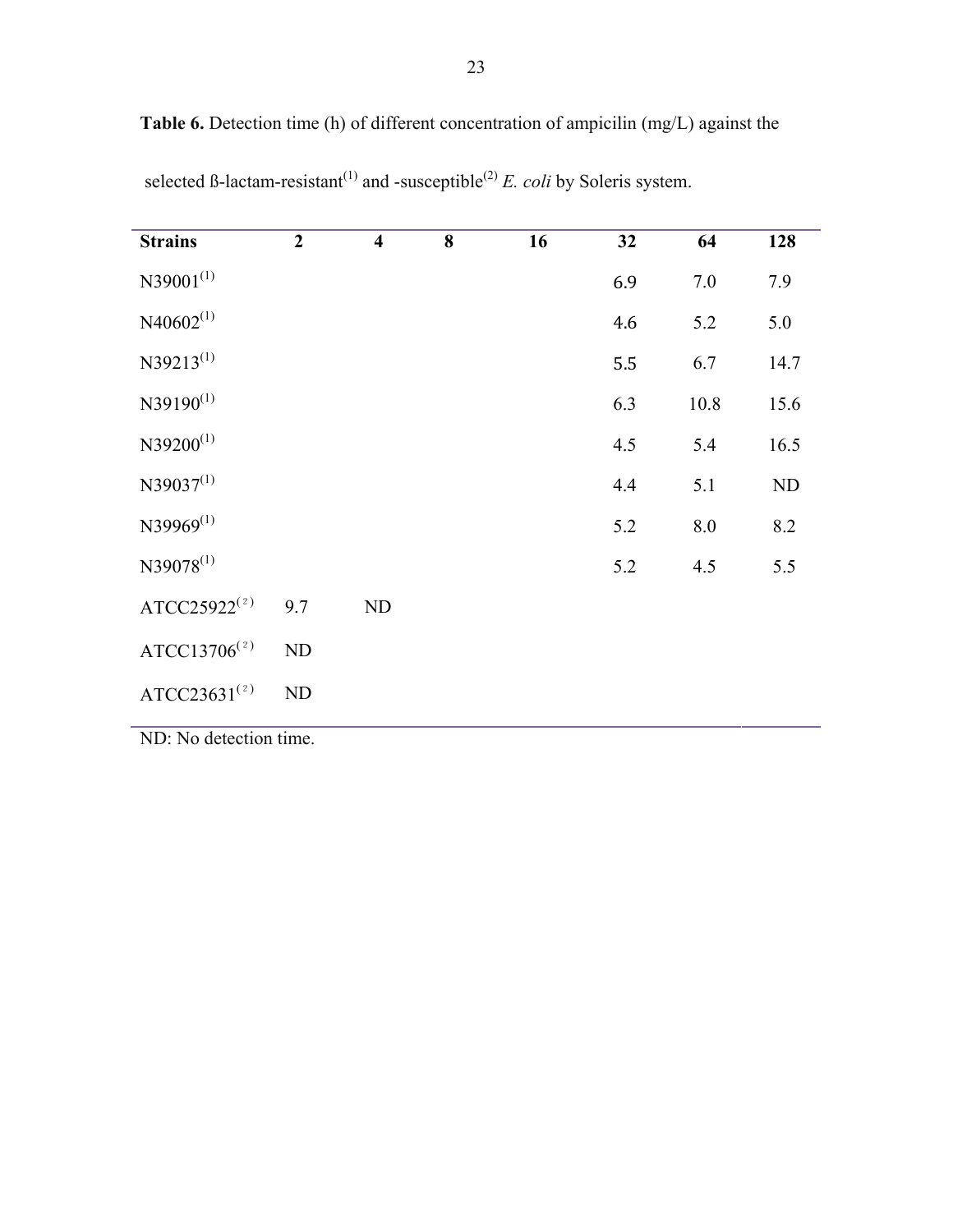**Table 6.** Detection time (h) of different concentration of ampicilin (mg/L) against the selected ß-lactam-resistant[(1)] and -susceptible[(2)] *E. coli* by Soleris system.

| Strains | 2 | 4 | 8 | 16 | 32 | 64 | 128 |
|---|---|---|---|---|---|---|---|
| N39001[(1)] | | | | | 6.9 | 7.0 | 7.9 |
| N40602[(1)] | | | | | 4.6 | 5.2 | 5.0 |
| N39213[(1)] | | | | | 5.5 | 6.7 | 14.7 |
| N39190[(1)] | | | | | 6.3 | 10.8 | 15.6 |
| N39200[(1)] | | | | | 4.5 | 5.4 | 16.5 |
| N39037[(1)] | | | | | 4.4 | 5.1 | ND |
| N39969[(1)] | | | | | 5.2 | 8.0 | 8.2 |
| N39078[(1)] | | | | | 5.2 | 4.5 | 5.5 |
| ATCC25922[(2)] | 9.7 | ND | | | | | |
| ATCC13706[(2)] | ND | | | | | | |
| ATCC23631[(2)] | ND | | | | | | |

ND: No detection time.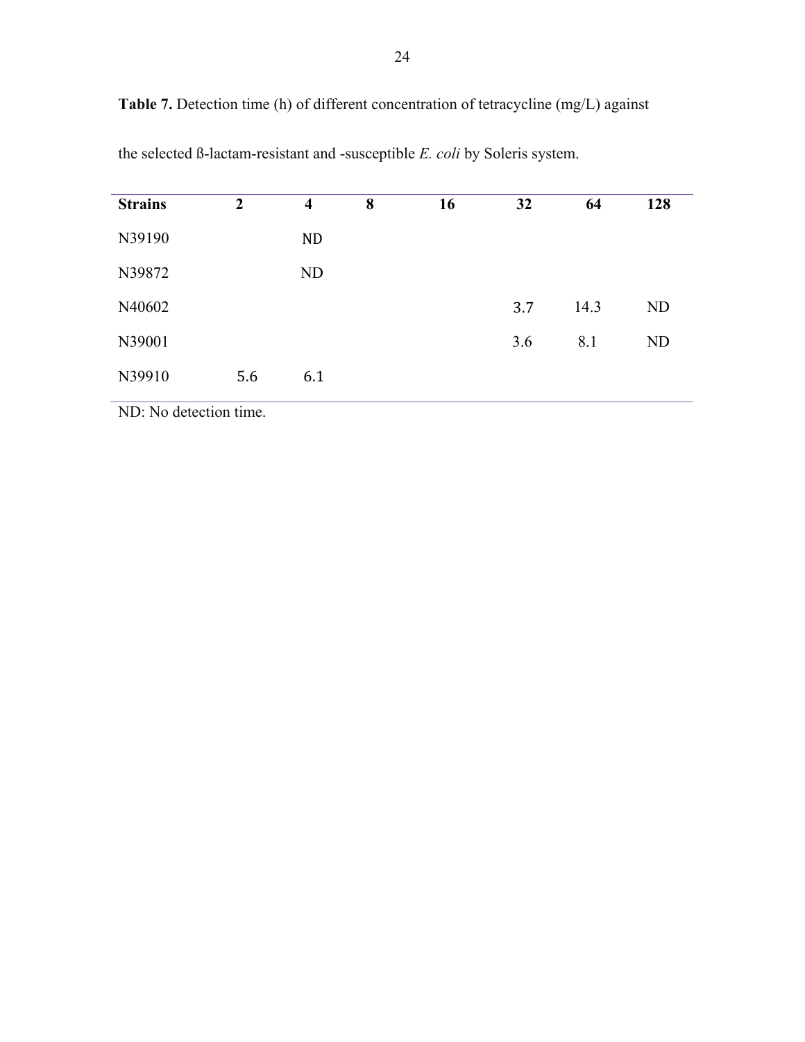**Table 7.** Detection time (h) of different concentration of tetracycline (mg/L) against the selected ß-lactam-resistant and -susceptible *E. coli* by Soleris system.

| Strains | 2 | 4 | 8 | 16 | 32 | 64 | 128 |
|---|---|---|---|---|---|---|---|
| N39190 | | ND | | | | | |
| N39872 | | ND | | | | | |
| N40602 | | | | | 3.7 | 14.3 | ND |
| N39001 | | | | | 3.6 | 8.1 | ND |
| N39910 | 5.6 | 6.1 | | | | | |

ND: No detection time.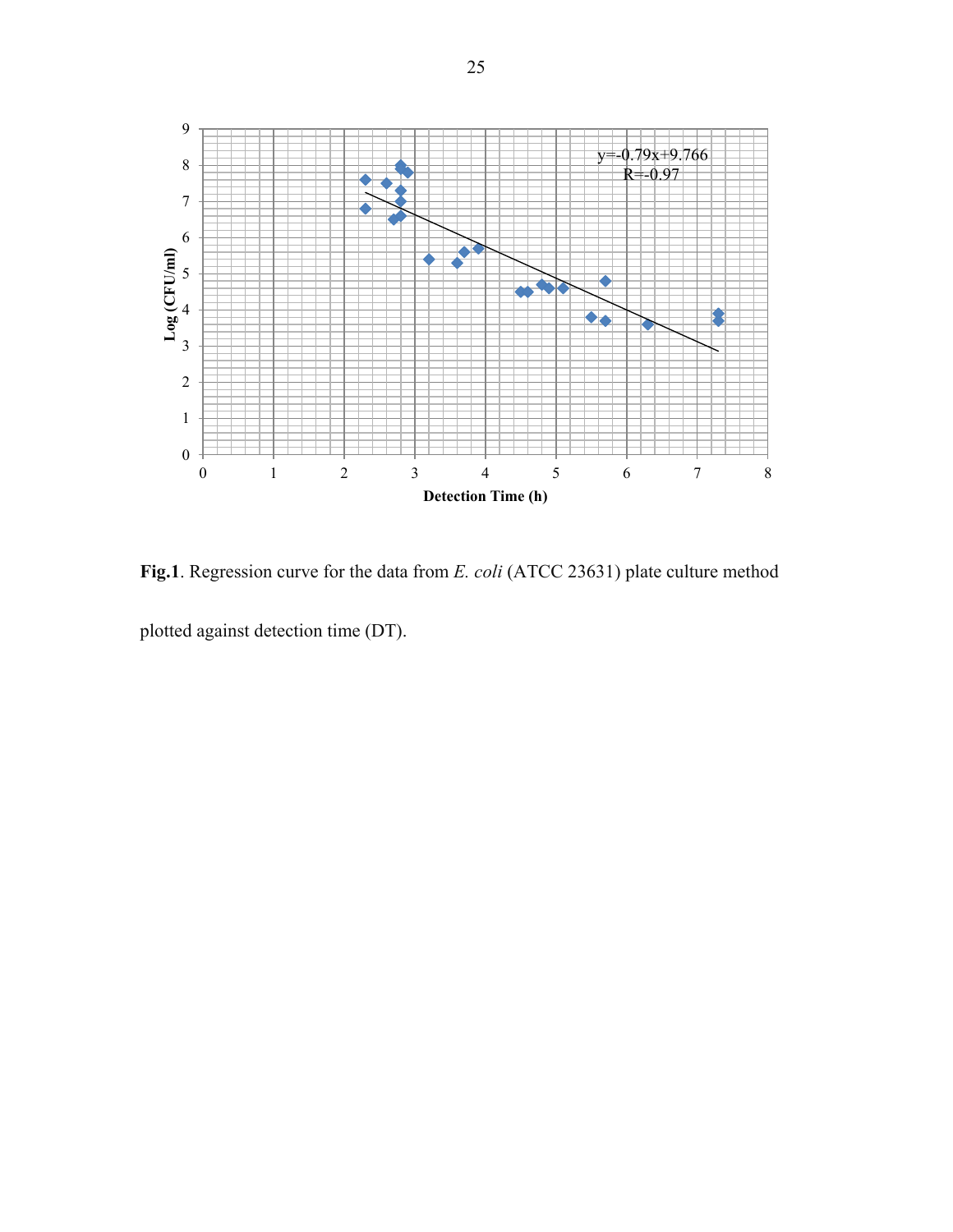**Fig.1**. Regression curve for the data from *E. coli* (ATCC 23631) plate culture method plotted against detection time (DT).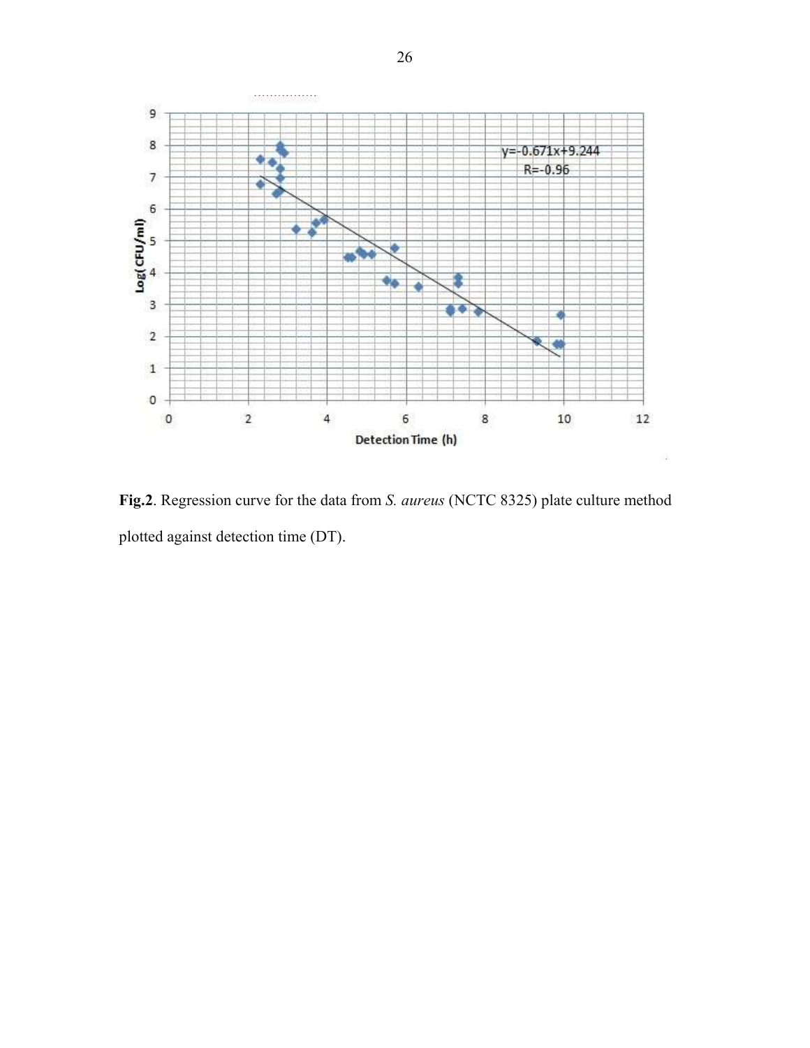**Fig.2**. Regression curve for the data from *S. aureus* (NCTC 8325) plate culture method plotted against detection time (DT).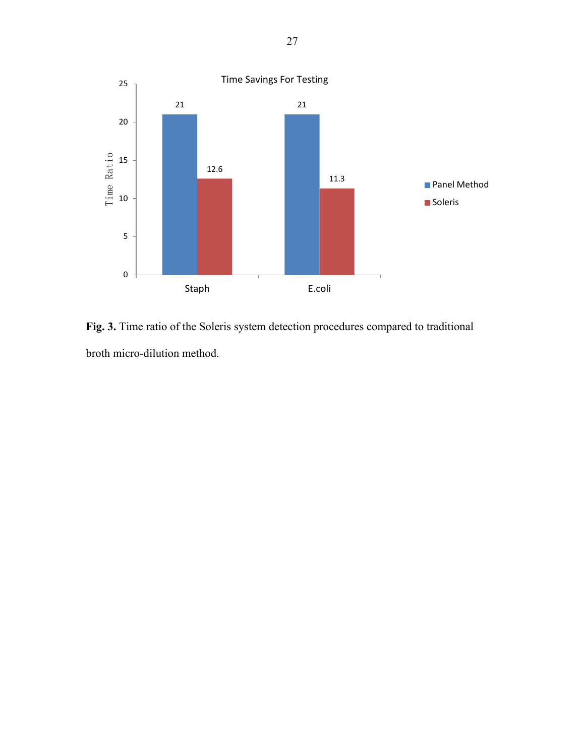**Time Savings For Testing**

| | Panel Method | Soleris |
|---|---|---|
| Staph | 21 | 12.6 |
| E.coli | 21 | 11.3 |

**Fig. 3.** Time ratio of the Soleris system detection procedures compared to traditional broth micro-dilution method.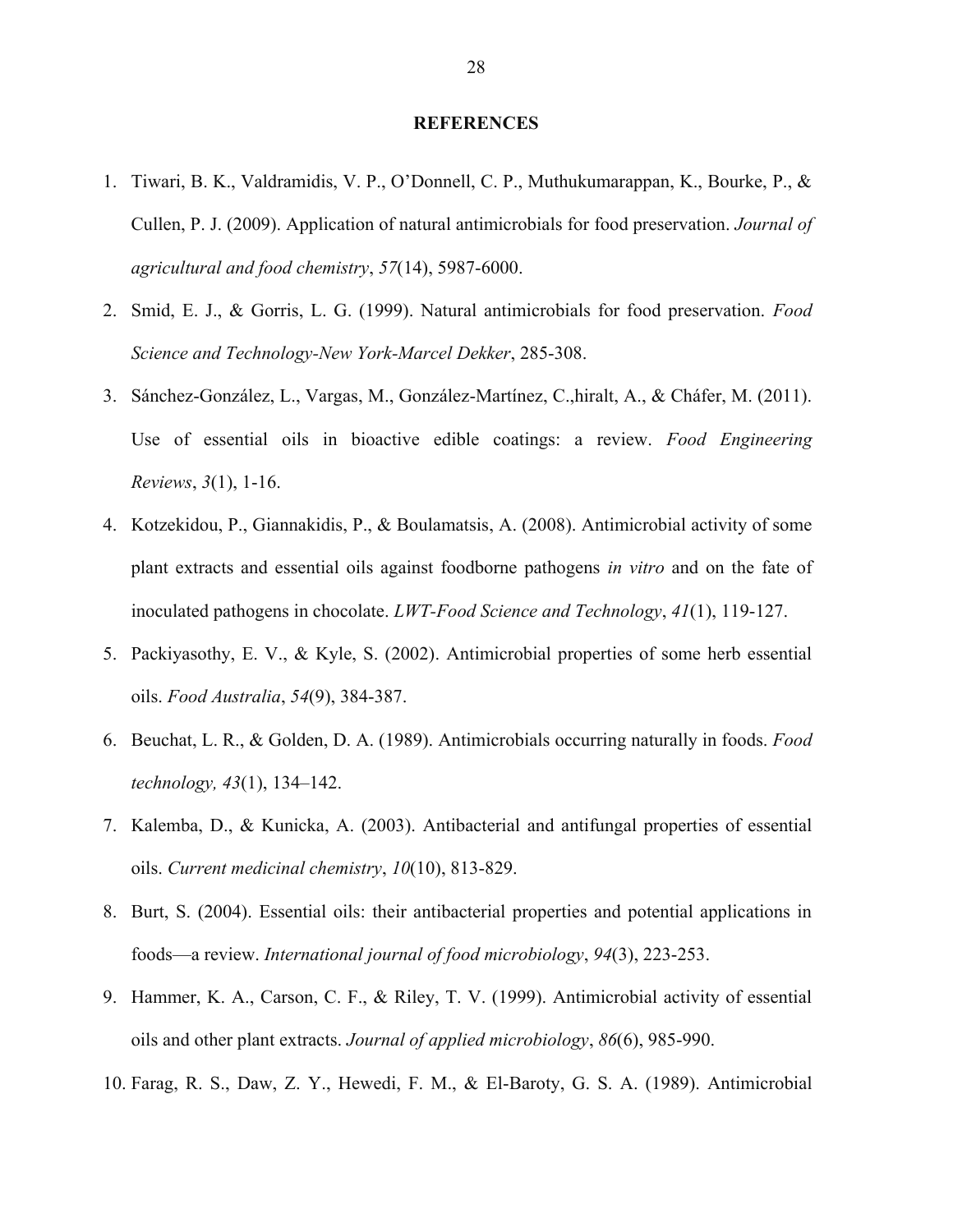## REFERENCES

1. Tiwari, B. K., Valdramidis, V. P., O'Donnell, C. P., Muthukumarappan, K., Bourke, P., & Cullen, P. J. (2009). Application of natural antimicrobials for food preservation. *Journal of agricultural and food chemistry*, *57*(14), 5987-6000.
2. Smid, E. J., & Gorris, L. G. (1999). Natural antimicrobials for food preservation. *Food Science and Technology-New York-Marcel Dekker*, 285-308.
3. Sánchez-González, L., Vargas, M., González-Martínez, C.,hiralt, A., & Cháfer, M. (2011). Use of essential oils in bioactive edible coatings: a review. *Food Engineering Reviews*, *3*(1), 1-16.
4. Kotzekidou, P., Giannakidis, P., & Boulamatsis, A. (2008). Antimicrobial activity of some plant extracts and essential oils against foodborne pathogens *in vitro* and on the fate of inoculated pathogens in chocolate. *LWT-Food Science and Technology*, *41*(1), 119-127.
5. Packiyasothy, E. V., & Kyle, S. (2002). Antimicrobial properties of some herb essential oils. *Food Australia*, *54*(9), 384-387.
6. Beuchat, L. R., & Golden, D. A. (1989). Antimicrobials occurring naturally in foods. *Food technology, 43*(1), 134–142.
7. Kalemba, D., & Kunicka, A. (2003). Antibacterial and antifungal properties of essential oils. *Current medicinal chemistry*, *10*(10), 813-829.
8. Burt, S. (2004). Essential oils: their antibacterial properties and potential applications in foods—a review. *International journal of food microbiology*, *94*(3), 223-253.
9. Hammer, K. A., Carson, C. F., & Riley, T. V. (1999). Antimicrobial activity of essential oils and other plant extracts. *Journal of applied microbiology*, *86*(6), 985-990.
10. Farag, R. S., Daw, Z. Y., Hewedi, F. M., & El-Baroty, G. S. A. (1989). Antimicrobial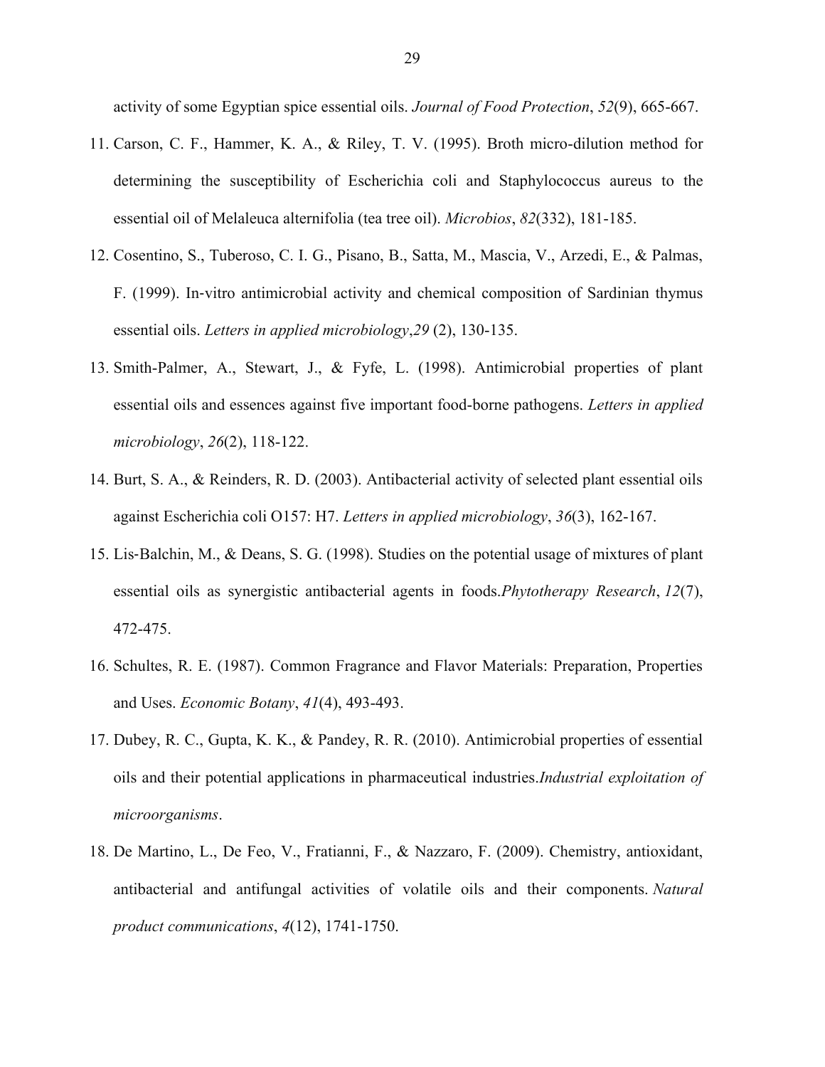activity of some Egyptian spice essential oils. *Journal of Food Protection*, *52*(9), 665-667.

11. Carson, C. F., Hammer, K. A., & Riley, T. V. (1995). Broth micro-dilution method for determining the susceptibility of Escherichia coli and Staphylococcus aureus to the essential oil of Melaleuca alternifolia (tea tree oil). *Microbios*, *82*(332), 181-185.
12. Cosentino, S., Tuberoso, C. I. G., Pisano, B., Satta, M., Mascia, V., Arzedi, E., & Palmas, F. (1999). In-vitro antimicrobial activity and chemical composition of Sardinian thymus essential oils. *Letters in applied microbiology*,*29* (2), 130-135.
13. Smith-Palmer, A., Stewart, J., & Fyfe, L. (1998). Antimicrobial properties of plant essential oils and essences against five important food-borne pathogens. *Letters in applied microbiology*, *26*(2), 118-122.
14. Burt, S. A., & Reinders, R. D. (2003). Antibacterial activity of selected plant essential oils against Escherichia coli O157: H7. *Letters in applied microbiology*, *36*(3), 162-167.
15. Lis-Balchin, M., & Deans, S. G. (1998). Studies on the potential usage of mixtures of plant essential oils as synergistic antibacterial agents in foods.*Phytotherapy Research*, *12*(7), 472-475.
16. Schultes, R. E. (1987). Common Fragrance and Flavor Materials: Preparation, Properties and Uses. *Economic Botany*, *41*(4), 493-493.
17. Dubey, R. C., Gupta, K. K., & Pandey, R. R. (2010). Antimicrobial properties of essential oils and their potential applications in pharmaceutical industries.*Industrial exploitation of microorganisms*.
18. De Martino, L., De Feo, V., Fratianni, F., & Nazzaro, F. (2009). Chemistry, antioxidant, antibacterial and antifungal activities of volatile oils and their components. *Natural product communications*, *4*(12), 1741-1750.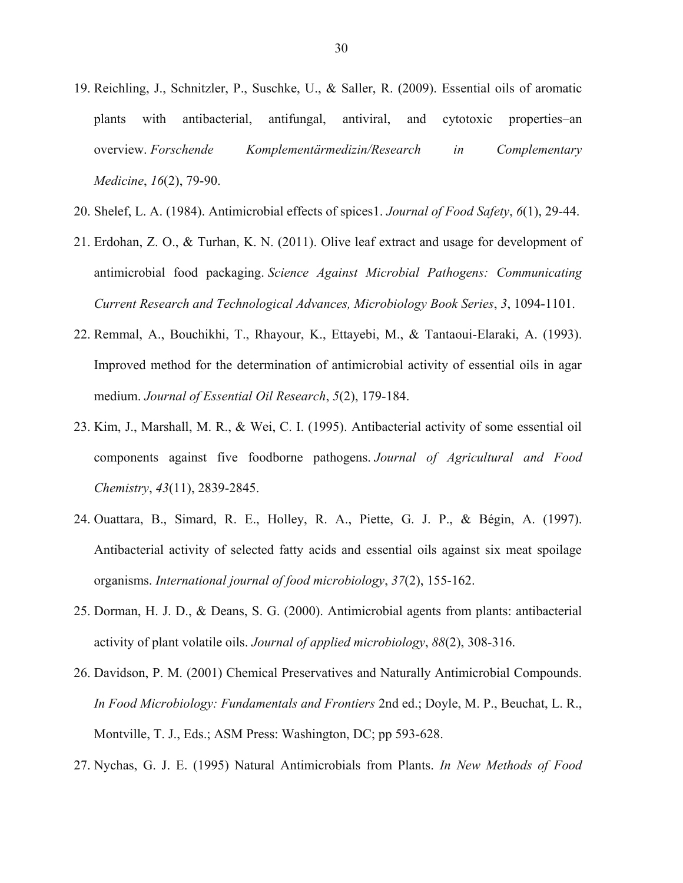19. Reichling, J., Schnitzler, P., Suschke, U., & Saller, R. (2009). Essential oils of aromatic plants with antibacterial, antifungal, antiviral, and cytotoxic properties–an overview. *Forschende Komplementärmedizin/Research in Complementary Medicine*, *16*(2), 79-90.
20. Shelef, L. A. (1984). Antimicrobial effects of spices1. *Journal of Food Safety*, *6*(1), 29-44.
21. Erdohan, Z. O., & Turhan, K. N. (2011). Olive leaf extract and usage for development of antimicrobial food packaging. *Science Against Microbial Pathogens: Communicating Current Research and Technological Advances, Microbiology Book Series*, *3*, 1094-1101.
22. Remmal, A., Bouchikhi, T., Rhayour, K., Ettayebi, M., & Tantaoui-Elaraki, A. (1993). Improved method for the determination of antimicrobial activity of essential oils in agar medium. *Journal of Essential Oil Research*, *5*(2), 179-184.
23. Kim, J., Marshall, M. R., & Wei, C. I. (1995). Antibacterial activity of some essential oil components against five foodborne pathogens. *Journal of Agricultural and Food Chemistry*, *43*(11), 2839-2845.
24. Ouattara, B., Simard, R. E., Holley, R. A., Piette, G. J. P., & Bégin, A. (1997). Antibacterial activity of selected fatty acids and essential oils against six meat spoilage organisms. *International journal of food microbiology*, *37*(2), 155-162.
25. Dorman, H. J. D., & Deans, S. G. (2000). Antimicrobial agents from plants: antibacterial activity of plant volatile oils. *Journal of applied microbiology*, *88*(2), 308-316.
26. Davidson, P. M. (2001) Chemical Preservatives and Naturally Antimicrobial Compounds. *In Food Microbiology: Fundamentals and Frontiers* 2nd ed.; Doyle, M. P., Beuchat, L. R., Montville, T. J., Eds.; ASM Press: Washington, DC; pp 593-628.
27. Nychas, G. J. E. (1995) Natural Antimicrobials from Plants. *In New Methods of Food*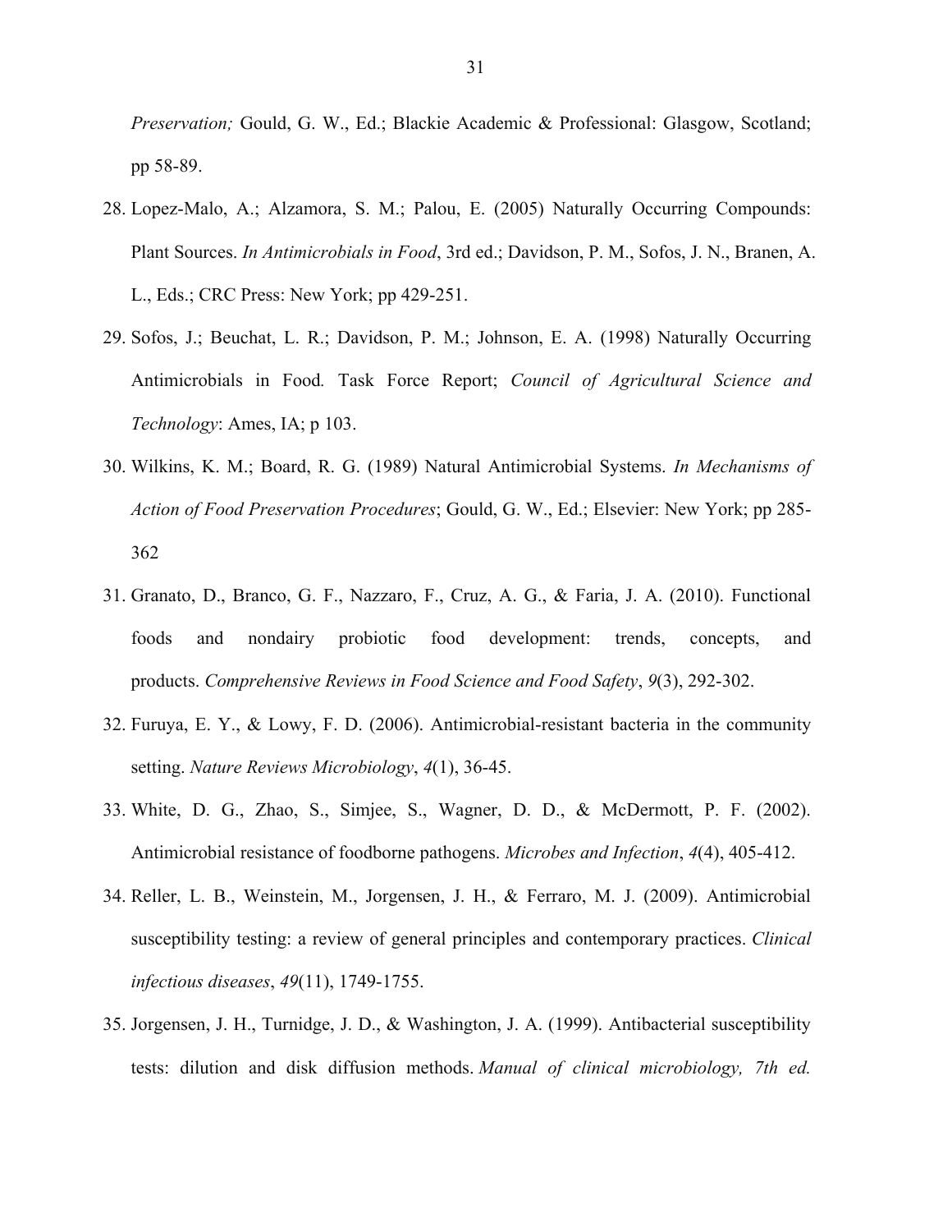*Preservation;* Gould, G. W., Ed.; Blackie Academic & Professional: Glasgow, Scotland; pp 58-89.

28. Lopez-Malo, A.; Alzamora, S. M.; Palou, E. (2005) Naturally Occurring Compounds: Plant Sources. *In Antimicrobials in Food*, 3rd ed.; Davidson, P. M., Sofos, J. N., Branen, A. L., Eds.; CRC Press: New York; pp 429-251.
29. Sofos, J.; Beuchat, L. R.; Davidson, P. M.; Johnson, E. A. (1998) Naturally Occurring Antimicrobials in Food*.* Task Force Report; *Council of Agricultural Science and Technology*: Ames, IA; p 103.
30. Wilkins, K. M.; Board, R. G. (1989) Natural Antimicrobial Systems. *In Mechanisms of Action of Food Preservation Procedures*; Gould, G. W., Ed.; Elsevier: New York; pp 285-362
31. Granato, D., Branco, G. F., Nazzaro, F., Cruz, A. G., & Faria, J. A. (2010). Functional foods and nondairy probiotic food development: trends, concepts, and products. *Comprehensive Reviews in Food Science and Food Safety*, *9*(3), 292-302.
32. Furuya, E. Y., & Lowy, F. D. (2006). Antimicrobial-resistant bacteria in the community setting. *Nature Reviews Microbiology*, *4*(1), 36-45.
33. White, D. G., Zhao, S., Simjee, S., Wagner, D. D., & McDermott, P. F. (2002). Antimicrobial resistance of foodborne pathogens. *Microbes and Infection*, *4*(4), 405-412.
34. Reller, L. B., Weinstein, M., Jorgensen, J. H., & Ferraro, M. J. (2009). Antimicrobial susceptibility testing: a review of general principles and contemporary practices. *Clinical infectious diseases*, *49*(11), 1749-1755.
35. Jorgensen, J. H., Turnidge, J. D., & Washington, J. A. (1999). Antibacterial susceptibility tests: dilution and disk diffusion methods. *Manual of clinical microbiology, 7th ed.*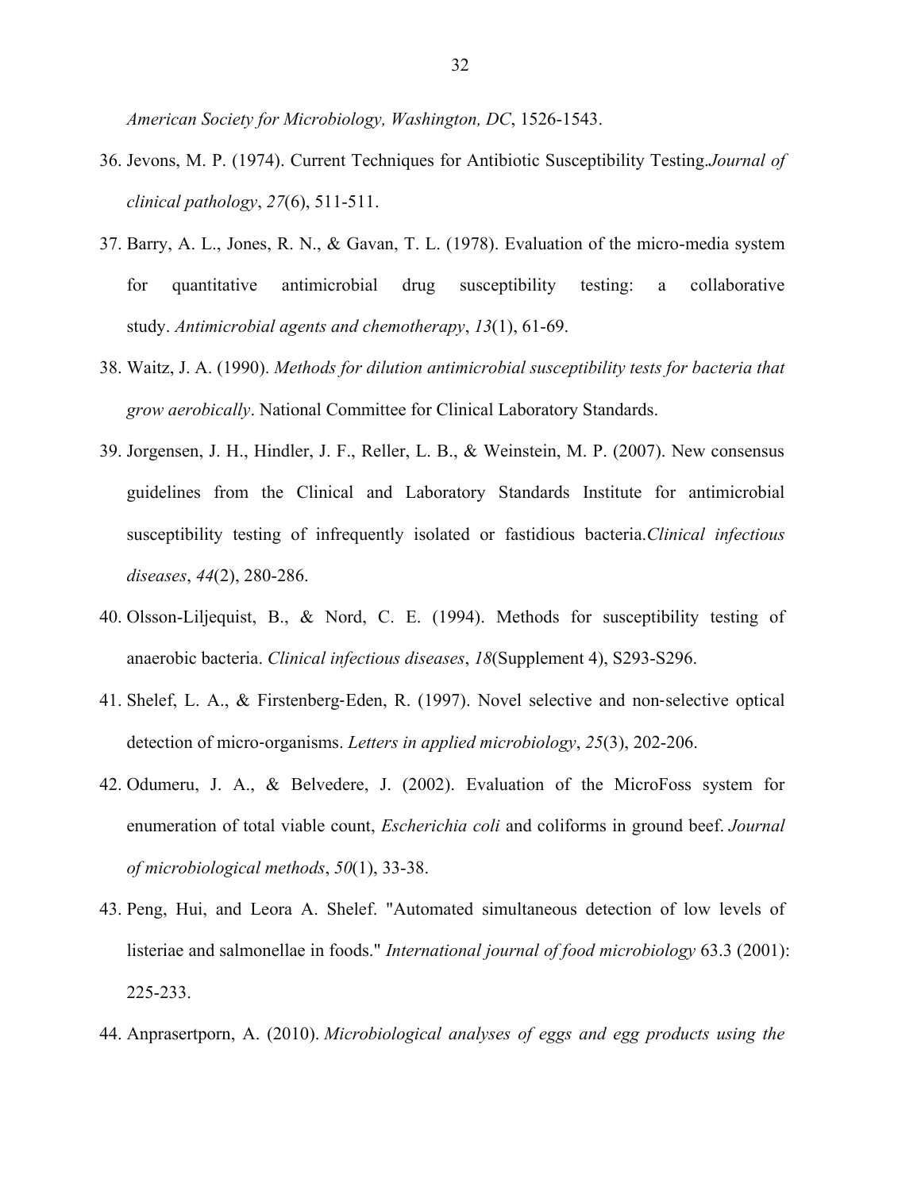*American Society for Microbiology, Washington, DC*, 1526-1543.

36. Jevons, M. P. (1974). Current Techniques for Antibiotic Susceptibility Testing.*Journal of clinical pathology*, *27*(6), 511-511.
37. Barry, A. L., Jones, R. N., & Gavan, T. L. (1978). Evaluation of the micro-media system for quantitative antimicrobial drug susceptibility testing: a collaborative study. *Antimicrobial agents and chemotherapy*, *13*(1), 61-69.
38. Waitz, J. A. (1990). *Methods for dilution antimicrobial susceptibility tests for bacteria that grow aerobically*. National Committee for Clinical Laboratory Standards.
39. Jorgensen, J. H., Hindler, J. F., Reller, L. B., & Weinstein, M. P. (2007). New consensus guidelines from the Clinical and Laboratory Standards Institute for antimicrobial susceptibility testing of infrequently isolated or fastidious bacteria.*Clinical infectious diseases*, *44*(2), 280-286.
40. Olsson-Liljequist, B., & Nord, C. E. (1994). Methods for susceptibility testing of anaerobic bacteria. *Clinical infectious diseases*, *18*(Supplement 4), S293-S296.
41. Shelef, L. A., & Firstenberg-Eden, R. (1997). Novel selective and non-selective optical detection of micro-organisms. *Letters in applied microbiology*, *25*(3), 202-206.
42. Odumeru, J. A., & Belvedere, J. (2002). Evaluation of the MicroFoss system for enumeration of total viable count, *Escherichia coli* and coliforms in ground beef. *Journal of microbiological methods*, *50*(1), 33-38.
43. Peng, Hui, and Leora A. Shelef. "Automated simultaneous detection of low levels of listeriae and salmonellae in foods." *International journal of food microbiology* 63.3 (2001): 225-233.
44. Anprasertporn, A. (2010). *Microbiological analyses of eggs and egg products using the*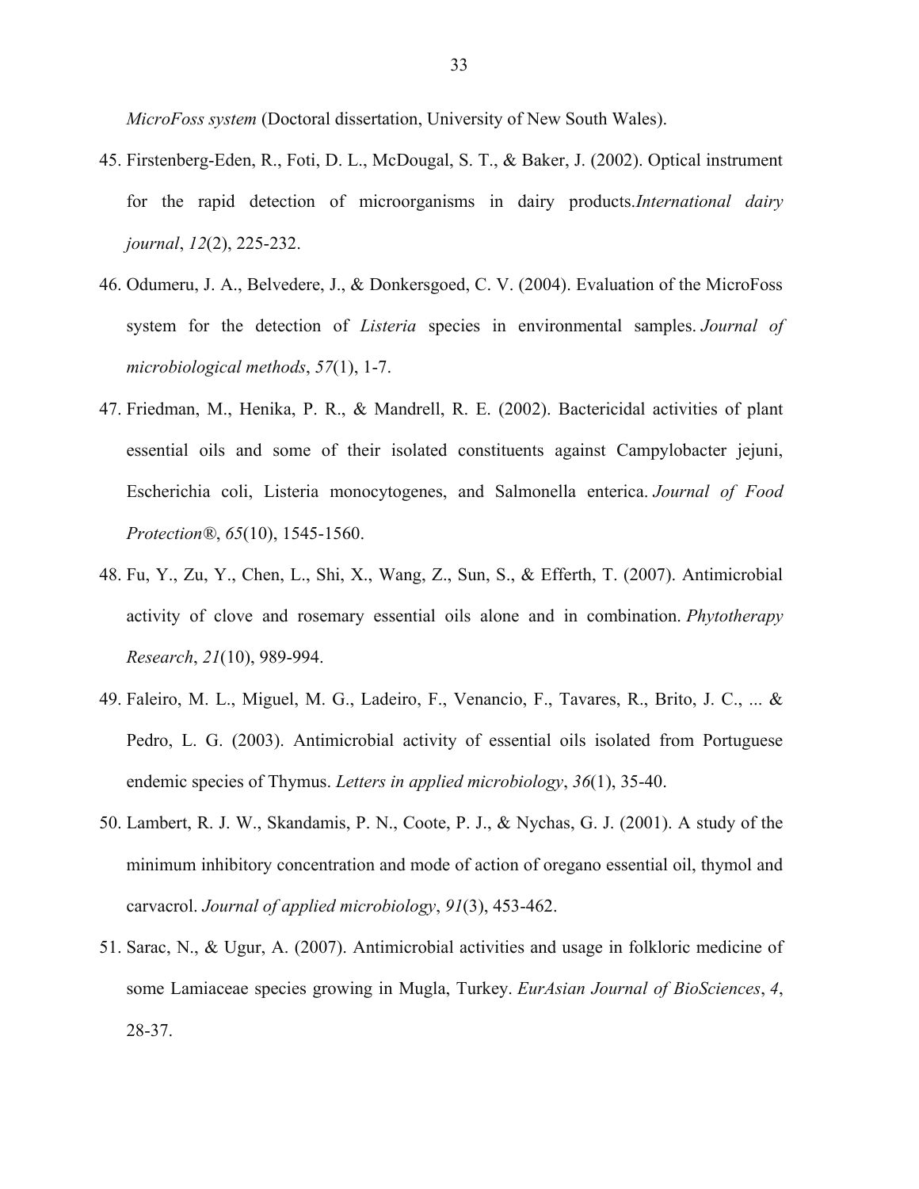*MicroFoss system* (Doctoral dissertation, University of New South Wales).

45. Firstenberg-Eden, R., Foti, D. L., McDougal, S. T., & Baker, J. (2002). Optical instrument for the rapid detection of microorganisms in dairy products.*International dairy journal*, *12*(2), 225-232.
46. Odumeru, J. A., Belvedere, J., & Donkersgoed, C. V. (2004). Evaluation of the MicroFoss system for the detection of *Listeria* species in environmental samples. *Journal of microbiological methods*, *57*(1), 1-7.
47. Friedman, M., Henika, P. R., & Mandrell, R. E. (2002). Bactericidal activities of plant essential oils and some of their isolated constituents against Campylobacter jejuni, Escherichia coli, Listeria monocytogenes, and Salmonella enterica. *Journal of Food Protection®*, *65*(10), 1545-1560.
48. Fu, Y., Zu, Y., Chen, L., Shi, X., Wang, Z., Sun, S., & Efferth, T. (2007). Antimicrobial activity of clove and rosemary essential oils alone and in combination. *Phytotherapy Research*, *21*(10), 989-994.
49. Faleiro, M. L., Miguel, M. G., Ladeiro, F., Venancio, F., Tavares, R., Brito, J. C., ... & Pedro, L. G. (2003). Antimicrobial activity of essential oils isolated from Portuguese endemic species of Thymus. *Letters in applied microbiology*, *36*(1), 35-40.
50. Lambert, R. J. W., Skandamis, P. N., Coote, P. J., & Nychas, G. J. (2001). A study of the minimum inhibitory concentration and mode of action of oregano essential oil, thymol and carvacrol. *Journal of applied microbiology*, *91*(3), 453-462.
51. Sarac, N., & Ugur, A. (2007). Antimicrobial activities and usage in folkloric medicine of some Lamiaceae species growing in Mugla, Turkey. *EurAsian Journal of BioSciences*, *4*, 28-37.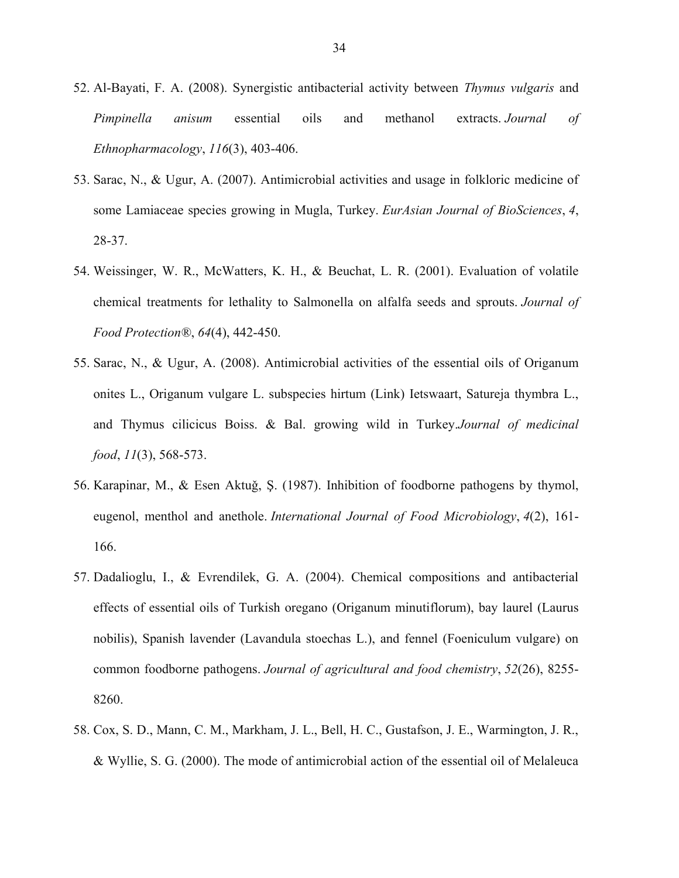52. Al-Bayati, F. A. (2008). Synergistic antibacterial activity between *Thymus vulgaris* and *Pimpinella anisum* essential oils and methanol extracts. *Journal of Ethnopharmacology*, *116*(3), 403-406.

53. Sarac, N., & Ugur, A. (2007). Antimicrobial activities and usage in folkloric medicine of some Lamiaceae species growing in Mugla, Turkey. *EurAsian Journal of BioSciences*, *4*, 28-37.

54. Weissinger, W. R., McWatters, K. H., & Beuchat, L. R. (2001). Evaluation of volatile chemical treatments for lethality to Salmonella on alfalfa seeds and sprouts. *Journal of Food Protection®*, *64*(4), 442-450.

55. Sarac, N., & Ugur, A. (2008). Antimicrobial activities of the essential oils of Origanum onites L., Origanum vulgare L. subspecies hirtum (Link) Ietswaart, Satureja thymbra L., and Thymus cilicicus Boiss. & Bal. growing wild in Turkey.*Journal of medicinal food*, *11*(3), 568-573.

56. Karapinar, M., & Esen Aktuğ, Ş. (1987). Inhibition of foodborne pathogens by thymol, eugenol, menthol and anethole. *International Journal of Food Microbiology*, *4*(2), 161-166.

57. Dadalioglu, I., & Evrendilek, G. A. (2004). Chemical compositions and antibacterial effects of essential oils of Turkish oregano (Origanum minutiflorum), bay laurel (Laurus nobilis), Spanish lavender (Lavandula stoechas L.), and fennel (Foeniculum vulgare) on common foodborne pathogens. *Journal of agricultural and food chemistry*, *52*(26), 8255-8260.

58. Cox, S. D., Mann, C. M., Markham, J. L., Bell, H. C., Gustafson, J. E., Warmington, J. R., & Wyllie, S. G. (2000). The mode of antimicrobial action of the essential oil of Melaleuca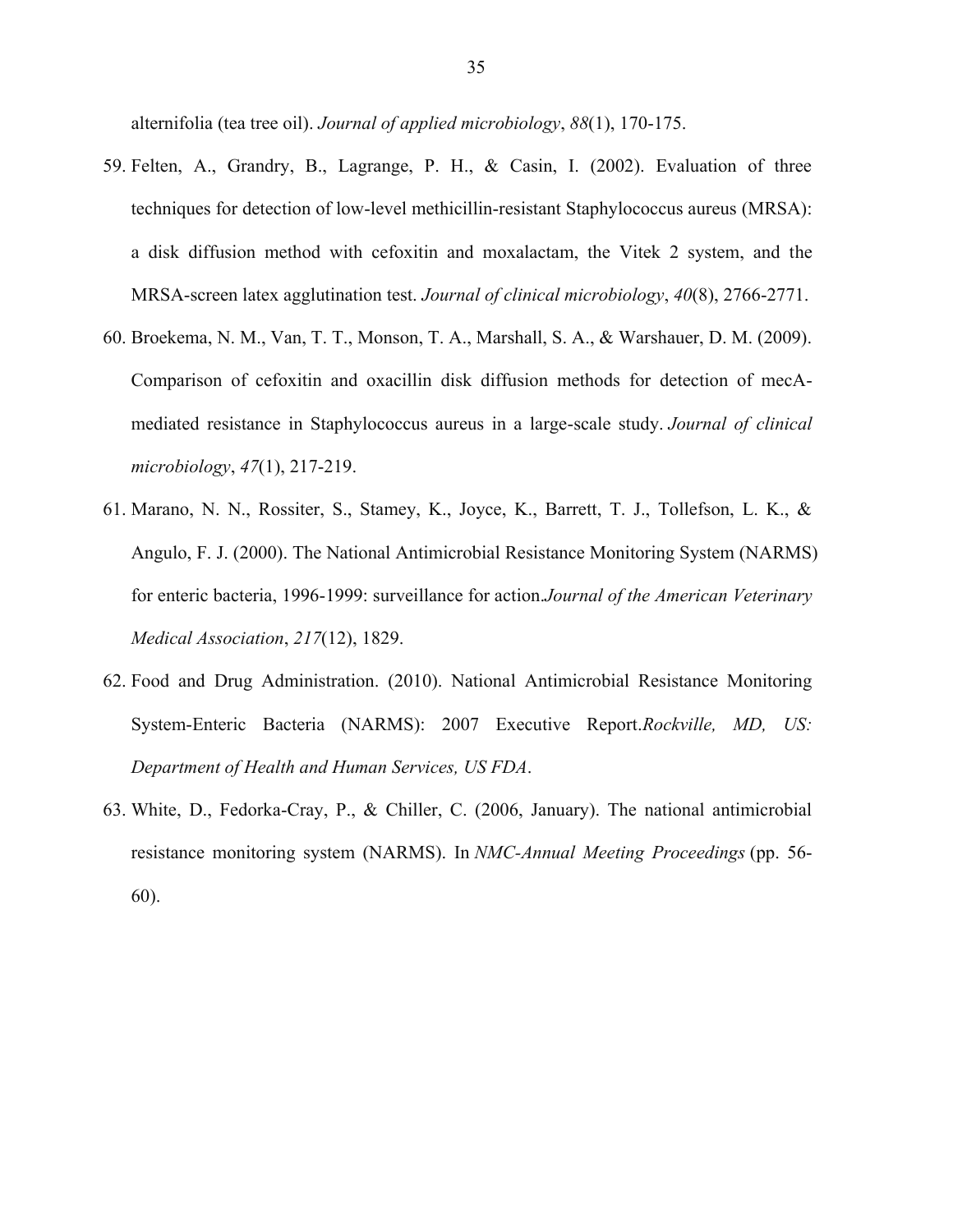alternifolia (tea tree oil). *Journal of applied microbiology*, *88*(1), 170-175.

59. Felten, A., Grandry, B., Lagrange, P. H., & Casin, I. (2002). Evaluation of three techniques for detection of low-level methicillin-resistant Staphylococcus aureus (MRSA): a disk diffusion method with cefoxitin and moxalactam, the Vitek 2 system, and the MRSA-screen latex agglutination test. *Journal of clinical microbiology*, *40*(8), 2766-2771.
60. Broekema, N. M., Van, T. T., Monson, T. A., Marshall, S. A., & Warshauer, D. M. (2009). Comparison of cefoxitin and oxacillin disk diffusion methods for detection of mecA-mediated resistance in Staphylococcus aureus in a large-scale study. *Journal of clinical microbiology*, *47*(1), 217-219.
61. Marano, N. N., Rossiter, S., Stamey, K., Joyce, K., Barrett, T. J., Tollefson, L. K., & Angulo, F. J. (2000). The National Antimicrobial Resistance Monitoring System (NARMS) for enteric bacteria, 1996-1999: surveillance for action.*Journal of the American Veterinary Medical Association*, *217*(12), 1829.
62. Food and Drug Administration. (2010). National Antimicrobial Resistance Monitoring System-Enteric Bacteria (NARMS): 2007 Executive Report.*Rockville, MD, US: Department of Health and Human Services, US FDA*.
63. White, D., Fedorka-Cray, P., & Chiller, C. (2006, January). The national antimicrobial resistance monitoring system (NARMS). In *NMC-Annual Meeting Proceedings* (pp. 56-60).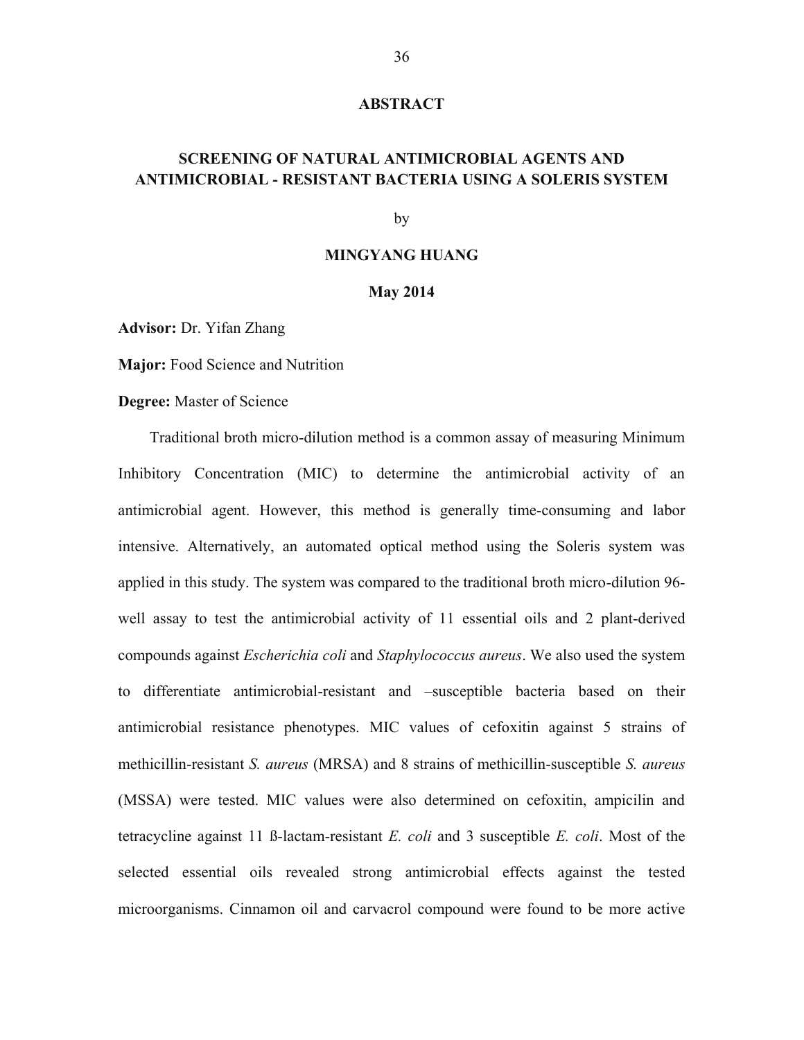# ABSTRACT

## SCREENING OF NATURAL ANTIMICROBIAL AGENTS AND ANTIMICROBIAL - RESISTANT BACTERIA USING A SOLERIS SYSTEM

by

**MINGYANG HUANG**

**May 2014**

**Advisor:** Dr. Yifan Zhang

**Major:** Food Science and Nutrition

**Degree:** Master of Science

Traditional broth micro-dilution method is a common assay of measuring Minimum Inhibitory Concentration (MIC) to determine the antimicrobial activity of an antimicrobial agent. However, this method is generally time-consuming and labor intensive. Alternatively, an automated optical method using the Soleris system was applied in this study. The system was compared to the traditional broth micro-dilution 96-well assay to test the antimicrobial activity of 11 essential oils and 2 plant-derived compounds against *Escherichia coli* and *Staphylococcus aureus*. We also used the system to differentiate antimicrobial-resistant and –susceptible bacteria based on their antimicrobial resistance phenotypes. MIC values of cefoxitin against 5 strains of methicillin-resistant *S. aureus* (MRSA) and 8 strains of methicillin-susceptible *S. aureus* (MSSA) were tested. MIC values were also determined on cefoxitin, ampicilin and tetracycline against 11 ß-lactam-resistant *E. coli* and 3 susceptible *E. coli*. Most of the selected essential oils revealed strong antimicrobial effects against the tested microorganisms. Cinnamon oil and carvacrol compound were found to be more active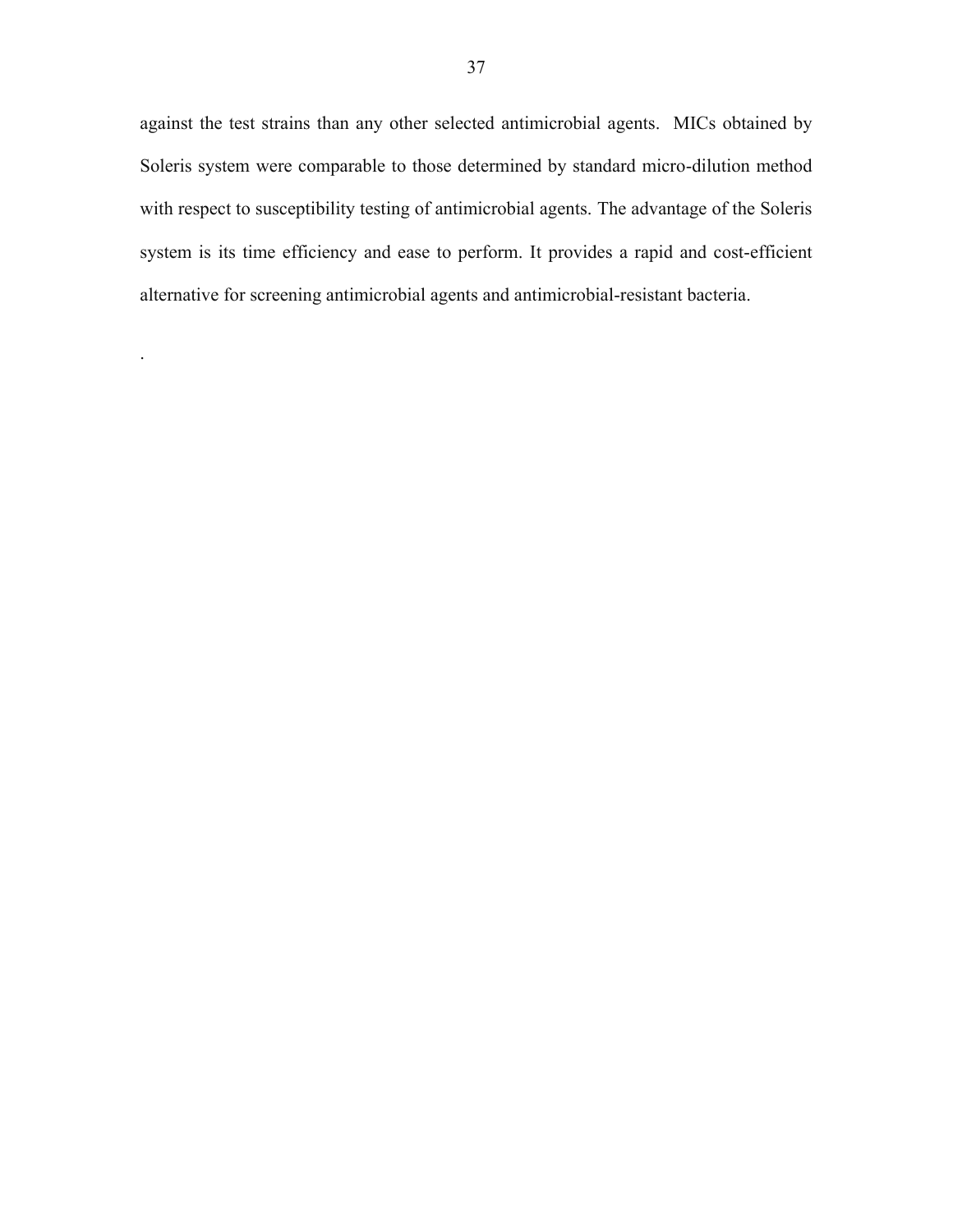against the test strains than any other selected antimicrobial agents. MICs obtained by Soleris system were comparable to those determined by standard micro-dilution method with respect to susceptibility testing of antimicrobial agents. The advantage of the Soleris system is its time efficiency and ease to perform. It provides a rapid and cost-efficient alternative for screening antimicrobial agents and antimicrobial-resistant bacteria.

.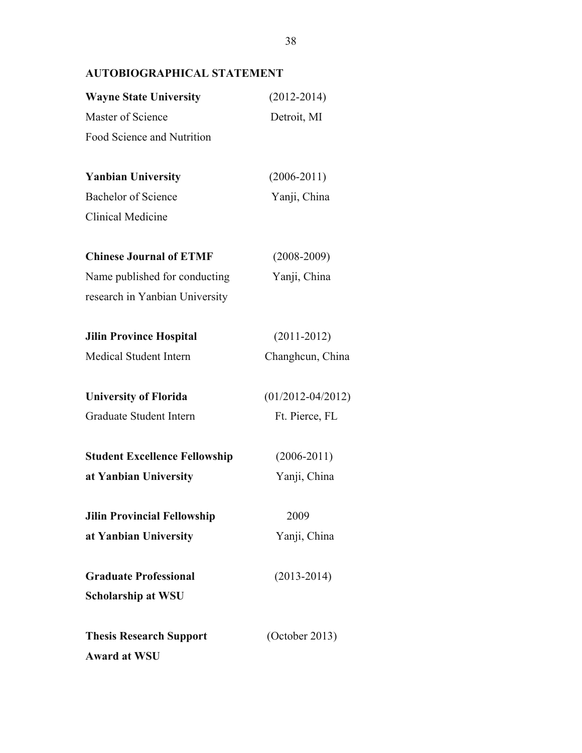## AUTOBIOGRAPHICAL STATEMENT

**Wayne State University** (2012-2014)
Master of Science Detroit, MI
Food Science and Nutrition

**Yanbian University** (2006-2011)
Bachelor of Science Yanji, China
Clinical Medicine

**Chinese Journal of ETMF** (2008-2009)
Name published for conducting Yanji, China
research in Yanbian University

**Jilin Province Hospital** (2011-2012)
Medical Student Intern Changhcun, China

**University of Florida** (01/2012-04/2012)
Graduate Student Intern Ft. Pierce, FL

**Student Excellence Fellowship** (2006-2011)
**at Yanbian University** Yanji, China

**Jilin Provincial Fellowship** 2009
**at Yanbian University** Yanji, China

**Graduate Professional** (2013-2014)
**Scholarship at WSU**

**Thesis Research Support** (October 2013)
**Award at WSU**